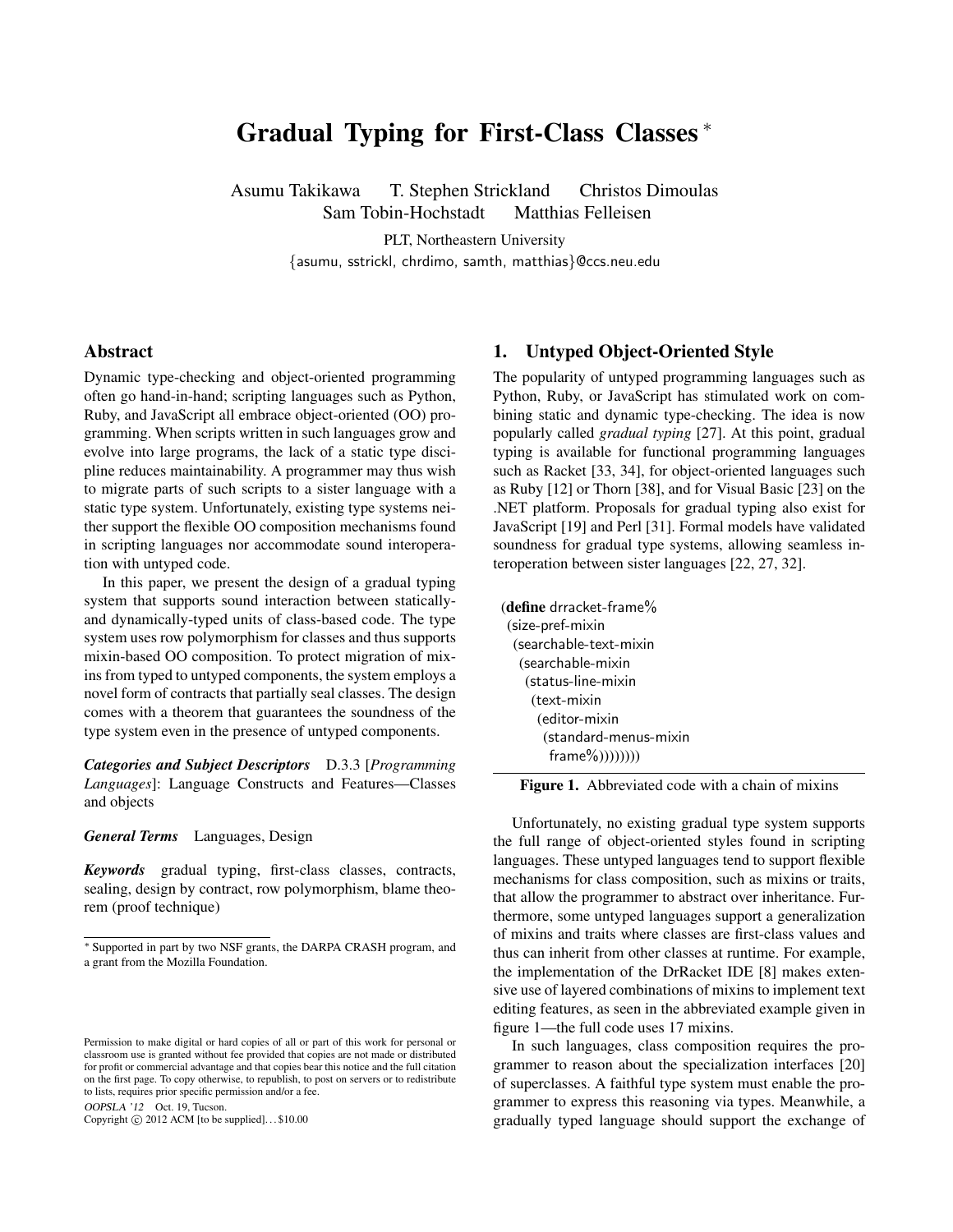# Gradual Typing for First-Class Classes *

Asumu Takikawa T. Stephen Strickland Christos Dimoulas
Sam Tobin-Hochstadt Matthias Felleisen

PLT, Northeastern University
{asumu, sstrickl, chrdimo, samth, matthias}@ccs.neu.edu

## Abstract

Dynamic type-checking and object-oriented programming often go hand-in-hand; scripting languages such as Python, Ruby, and JavaScript all embrace object-oriented (OO) programming. When scripts written in such languages grow and evolve into large programs, the lack of a static type discipline reduces maintainability. A programmer may thus wish to migrate parts of such scripts to a sister language with a static type system. Unfortunately, existing type systems neither support the flexible OO composition mechanisms found in scripting languages nor accommodate sound interoperation with untyped code.

In this paper, we present the design of a gradual typing system that supports sound interaction between statically- and dynamically-typed units of class-based code. The type system uses row polymorphism for classes and thus supports mixin-based OO composition. To protect migration of mixins from typed to untyped components, the system employs a novel form of contracts that partially seal classes. The design comes with a theorem that guarantees the soundness of the type system even in the presence of untyped components.

***Categories and Subject Descriptors*** D.3.3 [*Programming Languages*]: Language Constructs and Features—Classes and objects

***General Terms*** Languages, Design

***Keywords*** gradual typing, first-class classes, contracts, sealing, design by contract, row polymorphism, blame theorem (proof technique)

* Supported in part by two NSF grants, the DARPA CRASH program, and a grant from the Mozilla Foundation.

Permission to make digital or hard copies of all or part of this work for personal or classroom use is granted without fee provided that copies are not made or distributed for profit or commercial advantage and that copies bear this notice and the full citation on the first page. To copy otherwise, to republish, to post on servers or to redistribute to lists, requires prior specific permission and/or a fee.

*OOPSLA '12* Oct. 19, Tucson.
Copyright © 2012 ACM [to be supplied]...$10.00

## 1. Untyped Object-Oriented Style

The popularity of untyped programming languages such as Python, Ruby, or JavaScript has stimulated work on combining static and dynamic type-checking. The idea is now popularly called *gradual typing* [27]. At this point, gradual typing is available for functional programming languages such as Racket [33, 34], for object-oriented languages such as Ruby [12] or Thorn [38], and for Visual Basic [23] on the .NET platform. Proposals for gradual typing also exist for JavaScript [19] and Perl [31]. Formal models have validated soundness for gradual type systems, allowing seamless interoperation between sister languages [22, 27, 32].

```
(define drracket-frame%
 (size-pref-mixin
  (searchable-text-mixin
   (searchable-mixin
    (status-line-mixin
     (text-mixin
      (editor-mixin
       (standard-menus-mixin
        frame%))))))))
```

**Figure 1.** Abbreviated code with a chain of mixins

Unfortunately, no existing gradual type system supports the full range of object-oriented styles found in scripting languages. These untyped languages tend to support flexible mechanisms for class composition, such as mixins or traits, that allow the programmer to abstract over inheritance. Furthermore, some untyped languages support a generalization of mixins and traits where classes are first-class values and thus can inherit from other classes at runtime. For example, the implementation of the DrRacket IDE [8] makes extensive use of layered combinations of mixins to implement text editing features, as seen in the abbreviated example given in figure 1—the full code uses 17 mixins.

In such languages, class composition requires the programmer to reason about the specialization interfaces [20] of superclasses. A faithful type system must enable the programmer to express this reasoning via types. Meanwhile, a gradually typed language should support the exchange of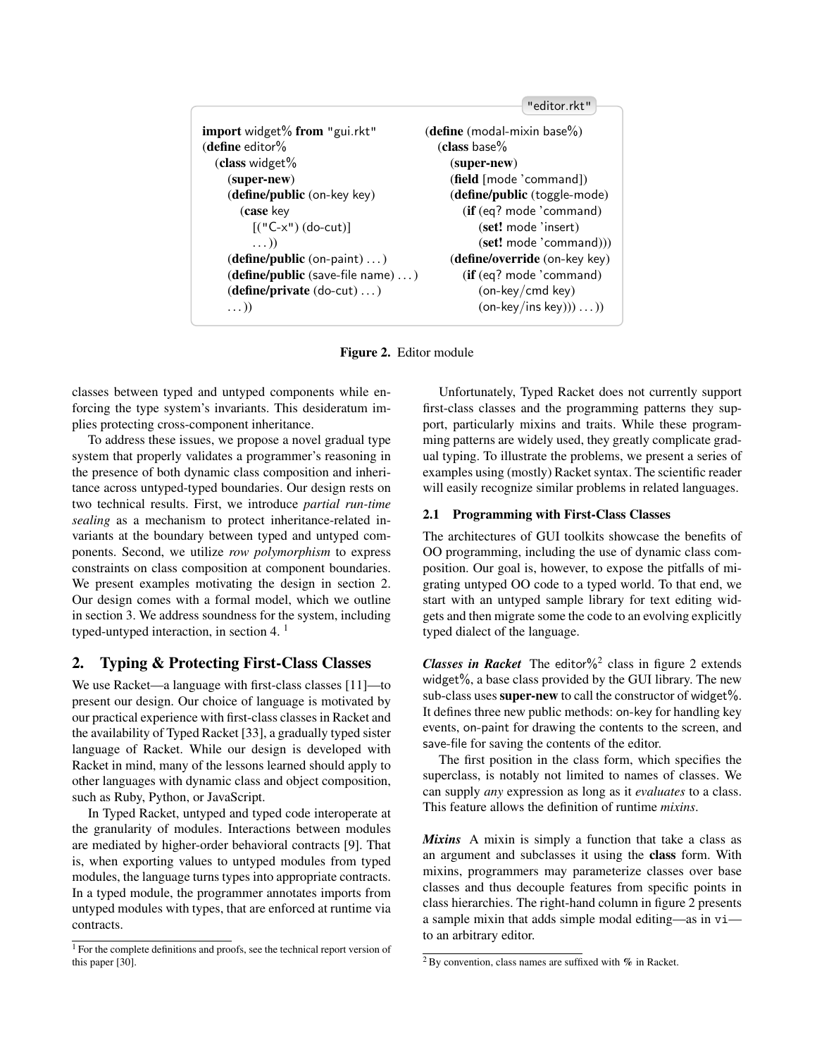```
"editor.rkt"

import widget% from "gui.rkt"
(define editor%
  (class widget%
    (super-new)
    (define/public (on-key key)
      (case key
        [("C-x") (do-cut)]
        ...))
    (define/public (on-paint) ...)
    (define/public (save-file name) ...)
    (define/private (do-cut) ...)
    ...))

(define (modal-mixin base%)
  (class base%
    (super-new)
    (field [mode 'command])
    (define/public (toggle-mode)
      (if (eq? mode 'command)
          (set! mode 'insert)
          (set! mode 'command)))
    (define/override (on-key key)
      (if (eq? mode 'command)
          (on-key/cmd key)
          (on-key/ins key))) ...))
```

**Figure 2.** Editor module

classes between typed and untyped components while enforcing the type system's invariants. This desideratum implies protecting cross-component inheritance.

To address these issues, we propose a novel gradual type system that properly validates a programmer's reasoning in the presence of both dynamic class composition and inheritance across untyped-typed boundaries. Our design rests on two technical results. First, we introduce *partial run-time sealing* as a mechanism to protect inheritance-related invariants at the boundary between typed and untyped components. Second, we utilize *row polymorphism* to express constraints on class composition at component boundaries. We present examples motivating the design in section 2. Our design comes with a formal model, which we outline in section 3. We address soundness for the system, including typed-untyped interaction, in section 4. [1]

## 2. Typing & Protecting First-Class Classes

We use Racket—a language with first-class classes [11]—to present our design. Our choice of language is motivated by our practical experience with first-class classes in Racket and the availability of Typed Racket [33], a gradually typed sister language of Racket. While our design is developed with Racket in mind, many of the lessons learned should apply to other languages with dynamic class and object composition, such as Ruby, Python, or JavaScript.

In Typed Racket, untyped and typed code interoperate at the granularity of modules. Interactions between modules are mediated by higher-order behavioral contracts [9]. That is, when exporting values to untyped modules from typed modules, the language turns types into appropriate contracts. In a typed module, the programmer annotates imports from untyped modules with types, that are enforced at runtime via contracts.

Unfortunately, Typed Racket does not currently support first-class classes and the programming patterns they support, particularly mixins and traits. While these programming patterns are widely used, they greatly complicate gradual typing. To illustrate the problems, we present a series of examples using (mostly) Racket syntax. The scientific reader will easily recognize similar problems in related languages.

### 2.1 Programming with First-Class Classes

The architectures of GUI toolkits showcase the benefits of OO programming, including the use of dynamic class composition. Our goal is, however, to expose the pitfalls of migrating untyped OO code to a typed world. To that end, we start with an untyped sample library for text editing widgets and then migrate some the code to an evolving explicitly typed dialect of the language.

***Classes in Racket*** The editor%[2] class in figure 2 extends widget%, a base class provided by the GUI library. The new sub-class uses **super-new** to call the constructor of widget%. It defines three new public methods: on-key for handling key events, on-paint for drawing the contents to the screen, and save-file for saving the contents of the editor.

The first position in the class form, which specifies the superclass, is notably not limited to names of classes. We can supply *any* expression as long as it *evaluates* to a class. This feature allows the definition of runtime *mixins*.

***Mixins*** A mixin is simply a function that take a class as an argument and subclasses it using the **class** form. With mixins, programmers may parameterize classes over base classes and thus decouple features from specific points in class hierarchies. The right-hand column in figure 2 presents a sample mixin that adds simple modal editing—as in vi—to an arbitrary editor.

[1] For the complete definitions and proofs, see the technical report version of this paper [30].

[2] By convention, class names are suffixed with % in Racket.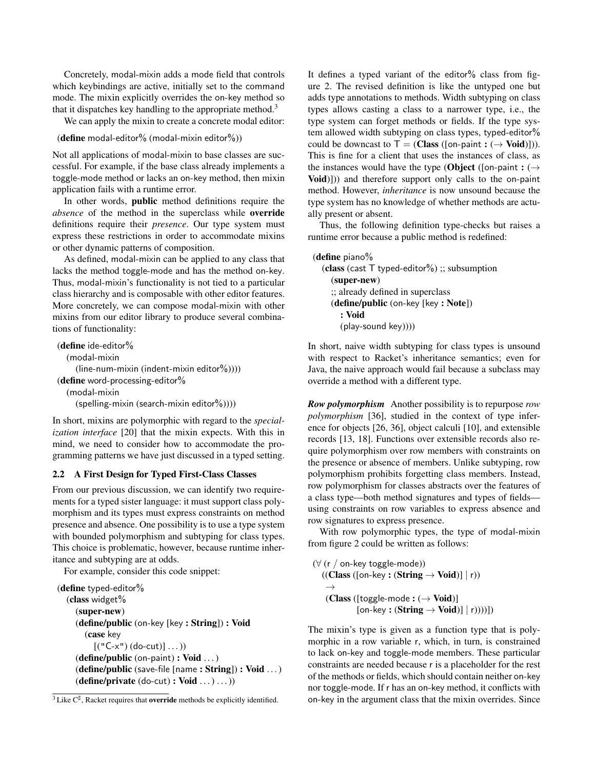Concretely, modal-mixin adds a mode field that controls which keybindings are active, initially set to the command mode. The mixin explicitly overrides the on-key method so that it dispatches key handling to the appropriate method.[3]

We can apply the mixin to create a concrete modal editor:

```
(define modal-editor% (modal-mixin editor%))
```

Not all applications of modal-mixin to base classes are successful. For example, if the base class already implements a toggle-mode method or lacks an on-key method, then mixin application fails with a runtime error.

In other words, **public** method definitions require the *absence* of the method in the superclass while **override** definitions require their *presence*. Our type system must express these restrictions in order to accommodate mixins or other dynamic patterns of composition.

As defined, modal-mixin can be applied to any class that lacks the method toggle-mode and has the method on-key. Thus, modal-mixin's functionality is not tied to a particular class hierarchy and is composable with other editor features. More concretely, we can compose modal-mixin with other mixins from our editor library to produce several combinations of functionality:

```
(define ide-editor%
  (modal-mixin
    (line-num-mixin (indent-mixin editor%))))
(define word-processing-editor%
  (modal-mixin
    (spelling-mixin (search-mixin editor%))))
```

In short, mixins are polymorphic with regard to the *specialization interface* [20] that the mixin expects. With this in mind, we need to consider how to accommodate the programming patterns we have just discussed in a typed setting.

## 2.2 A First Design for Typed First-Class Classes

From our previous discussion, we can identify two requirements for a typed sister language: it must support class polymorphism and its types must express constraints on method presence and absence. One possibility is to use a type system with bounded polymorphism and subtyping for class types. This choice is problematic, however, because runtime inheritance and subtyping are at odds.

For example, consider this code snippet:

```
(define typed-editor%
  (class widget%
    (super-new)
    (define/public (on-key [key : String]) : Void
      (case key
        [("C-x") (do-cut)] ...))
    (define/public (on-paint) : Void ...)
    (define/public (save-file [name : String]) : Void ...)
    (define/private (do-cut) : Void ...) ...))
```

It defines a typed variant of the editor% class from figure 2. The revised definition is like the untyped one but adds type annotations to methods. Width subtyping on class types allows casting a class to a narrower type, i.e., the type system can forget methods or fields. If the type system allowed width subtyping on class types, typed-editor% could be downcast to T = (**Class** ([on-paint **:** ($\rightarrow$ **Void**)])). This is fine for a client that uses the instances of class, as the instances would have the type (**Object** ([on-paint **:** ($\rightarrow$ **Void**)])) and therefore support only calls to the on-paint method. However, *inheritance* is now unsound because the type system has no knowledge of whether methods are actually present or absent.

Thus, the following definition type-checks but raises a runtime error because a public method is redefined:

```
(define piano%
  (class (cast T typed-editor%) ;; subsumption
    (super-new)
    ;; already defined in superclass
    (define/public (on-key [key : Note])
      : Void
      (play-sound key))))
```

In short, naive width subtyping for class types is unsound with respect to Racket's inheritance semantics; even for Java, the naive approach would fail because a subclass may override a method with a different type.

***Row polymorphism*** Another possibility is to repurpose *row polymorphism* [36], studied in the context of type inference for objects [26, 36], object calculi [10], and extensible records [13, 18]. Functions over extensible records also require polymorphism over row members with constraints on the presence or absence of members. Unlike subtyping, row polymorphism prohibits forgetting class members. Instead, row polymorphism for classes abstracts over the features of a class type—both method signatures and types of fields—using constraints on row variables to express absence and row signatures to express presence.

With row polymorphic types, the type of modal-mixin from figure 2 could be written as follows:

```
(∀ (r / on-key toggle-mode))
  ((Class ([on-key : (String → Void)] | r))
   →
   (Class ([toggle-mode : (→ Void)]
           [on-key : (String → Void)] | r))))])
```

The mixin's type is given as a function type that is polymorphic in a row variable r, which, in turn, is constrained to lack on-key and toggle-mode members. These particular constraints are needed because r is a placeholder for the rest of the methods or fields, which should contain neither on-key nor toggle-mode. If r has an on-key method, it conflicts with on-key in the argument class that the mixin overrides. Since

[3] Like C$^\sharp$, Racket requires that **override** methods be explicitly identified.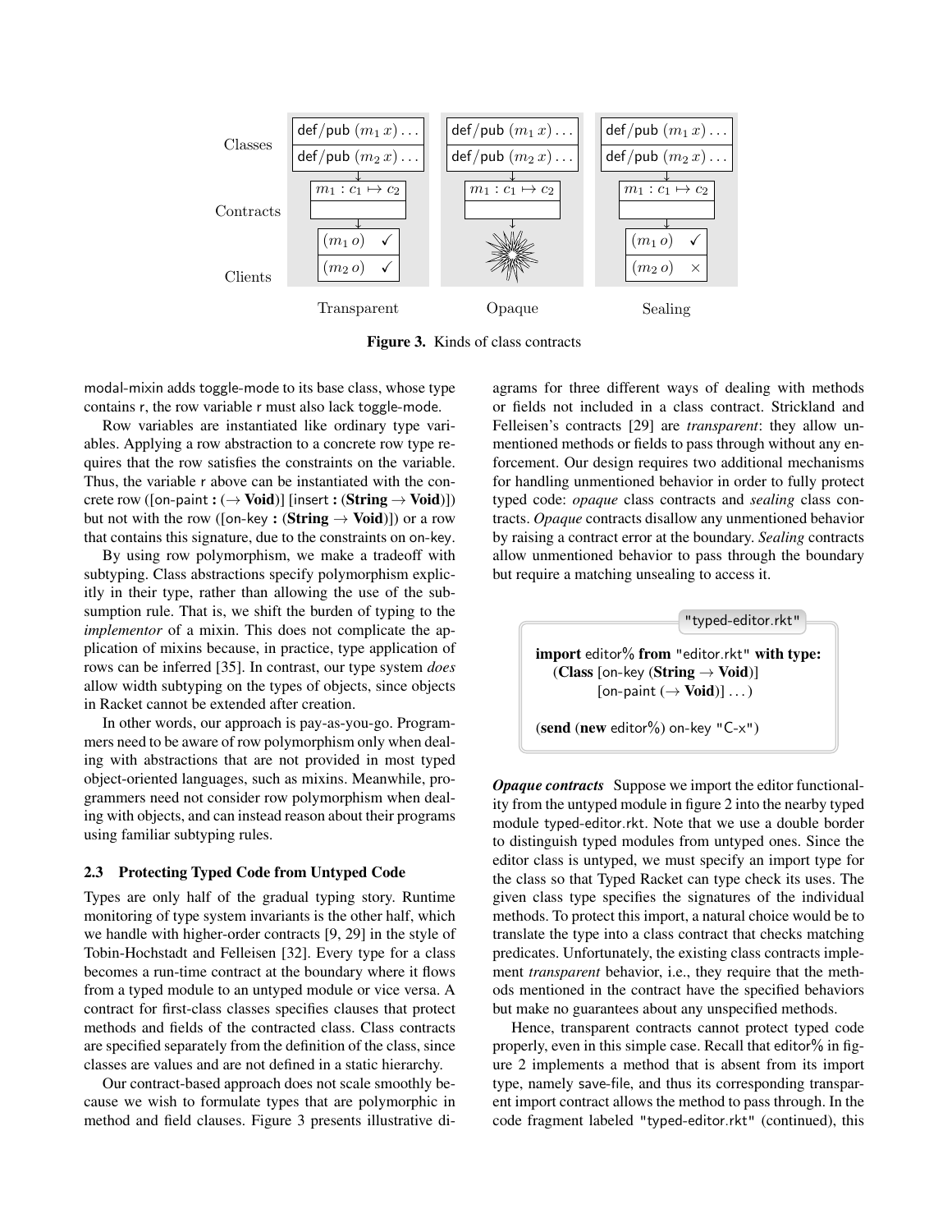Classes

def/pub $(m_1\, x)\ldots$

def/pub $(m_2\, x)\ldots$

Contracts

$m_1 : c_1 \mapsto c_2$

Clients

$(m_1\, o)$ ✓

$(m_2\, o)$ ✓

$(m_2\, o)$ ×

Transparent

Opaque

Sealing

**Figure 3.** Kinds of class contracts

modal-mixin adds toggle-mode to its base class, whose type contains r, the row variable r must also lack toggle-mode.

Row variables are instantiated like ordinary type variables. Applying a row abstraction to a concrete row type requires that the row satisfies the constraints on the variable. Thus, the variable r above can be instantiated with the concrete row ([on-paint **:** (→ **Void**)] [insert **:** (**String** → **Void**)]) but not with the row ([on-key **:** (**String** → **Void**)]) or a row that contains this signature, due to the constraints on on-key.

By using row polymorphism, we make a tradeoff with subtyping. Class abstractions specify polymorphism explicitly in their type, rather than allowing the use of the subsumption rule. That is, we shift the burden of typing to the *implementor* of a mixin. This does not complicate the application of mixins because, in practice, type application of rows can be inferred [35]. In contrast, our type system *does* allow width subtyping on the types of objects, since objects in Racket cannot be extended after creation.

In other words, our approach is pay-as-you-go. Programmers need to be aware of row polymorphism only when dealing with abstractions that are not provided in most typed object-oriented languages, such as mixins. Meanwhile, programmers need not consider row polymorphism when dealing with objects, and can instead reason about their programs using familiar subtyping rules.

### 2.3 Protecting Typed Code from Untyped Code

Types are only half of the gradual typing story. Runtime monitoring of type system invariants is the other half, which we handle with higher-order contracts [9, 29] in the style of Tobin-Hochstadt and Felleisen [32]. Every type for a class becomes a run-time contract at the boundary where it flows from a typed module to an untyped module or vice versa. A contract for first-class classes specifies clauses that protect methods and fields of the contracted class. Class contracts are specified separately from the definition of the class, since classes are values and are not defined in a static hierarchy.

Our contract-based approach does not scale smoothly because we wish to formulate types that are polymorphic in method and field clauses. Figure 3 presents illustrative diagrams for three different ways of dealing with methods or fields not included in a class contract. Strickland and Felleisen's contracts [29] are *transparent*: they allow unmentioned methods or fields to pass through without any enforcement. Our design requires two additional mechanisms for handling unmentioned behavior in order to fully protect typed code: *opaque* class contracts and *sealing* class contracts. *Opaque* contracts disallow any unmentioned behavior by raising a contract error at the boundary. *Sealing* contracts allow unmentioned behavior to pass through the boundary but require a matching unsealing to access it.

"typed-editor.rkt"

```
import editor% from "editor.rkt" with type:
  (Class [on-key (String → Void)]
         [on-paint (→ Void)] ...)

(send (new editor%) on-key "C-x")
```

***Opaque contracts*** Suppose we import the editor functionality from the untyped module in figure 2 into the nearby typed module typed-editor.rkt. Note that we use a double border to distinguish typed modules from untyped ones. Since the editor class is untyped, we must specify an import type for the class so that Typed Racket can type check its uses. The given class type specifies the signatures of the individual methods. To protect this import, a natural choice would be to translate the type into a class contract that checks matching predicates. Unfortunately, the existing class contracts implement *transparent* behavior, i.e., they require that the methods mentioned in the contract have the specified behaviors but make no guarantees about any unspecified methods.

Hence, transparent contracts cannot protect typed code properly, even in this simple case. Recall that editor% in figure 2 implements a method that is absent from its import type, namely save-file, and thus its corresponding transparent import contract allows the method to pass through. In the code fragment labeled "typed-editor.rkt" (continued), this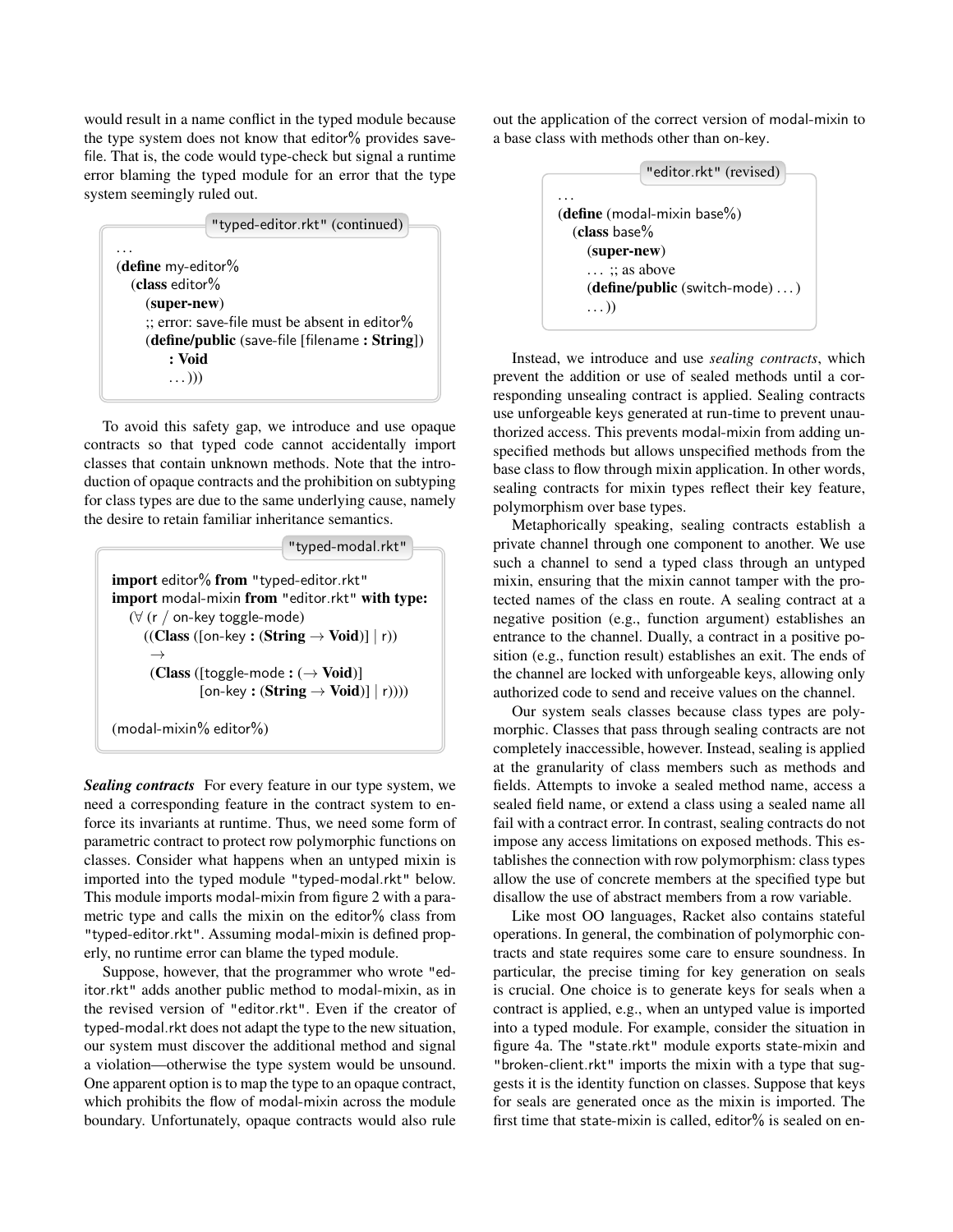would result in a name conflict in the typed module because the type system does not know that editor% provides save-file. That is, the code would type-check but signal a runtime error blaming the typed module for an error that the type system seemingly ruled out.

```
"typed-editor.rkt" (continued)

...
(define my-editor%
  (class editor%
    (super-new)
    ;; error: save-file must be absent in editor%
    (define/public (save-file [filename : String])
        : Void
        ...)))
```

To avoid this safety gap, we introduce and use opaque contracts so that typed code cannot accidentally import classes that contain unknown methods. Note that the introduction of opaque contracts and the prohibition on subtyping for class types are due to the same underlying cause, namely the desire to retain familiar inheritance semantics.

```
"typed-modal.rkt"

import editor% from "typed-editor.rkt"
import modal-mixin from "editor.rkt" with type:
  (∀ (r / on-key toggle-mode)
    ((Class ([on-key : (String → Void)] | r))
      →
     (Class ([toggle-mode : (→ Void)]
             [on-key : (String → Void)] | r))))

(modal-mixin% editor%)
```

***Sealing contracts*** For every feature in our type system, we need a corresponding feature in the contract system to enforce its invariants at runtime. Thus, we need some form of parametric contract to protect row polymorphic functions on classes. Consider what happens when an untyped mixin is imported into the typed module "typed-modal.rkt" below. This module imports modal-mixin from figure 2 with a parametric type and calls the mixin on the editor% class from "typed-editor.rkt". Assuming modal-mixin is defined properly, no runtime error can blame the typed module.

Suppose, however, that the programmer who wrote "editor.rkt" adds another public method to modal-mixin, as in the revised version of "editor.rkt". Even if the creator of typed-modal.rkt does not adapt the type to the new situation, our system must discover the additional method and signal a violation—otherwise the type system would be unsound. One apparent option is to map the type to an opaque contract, which prohibits the flow of modal-mixin across the module boundary. Unfortunately, opaque contracts would also rule out the application of the correct version of modal-mixin to a base class with methods other than on-key.

```
"editor.rkt" (revised)

...
(define (modal-mixin base%)
  (class base%
    (super-new)
    ... ;; as above
    (define/public (switch-mode) ...)
    ...))
```

Instead, we introduce and use *sealing contracts*, which prevent the addition or use of sealed methods until a corresponding unsealing contract is applied. Sealing contracts use unforgeable keys generated at run-time to prevent unauthorized access. This prevents modal-mixin from adding unspecified methods but allows unspecified methods from the base class to flow through mixin application. In other words, sealing contracts for mixin types reflect their key feature, polymorphism over base types.

Metaphorically speaking, sealing contracts establish a private channel through one component to another. We use such a channel to send a typed class through an untyped mixin, ensuring that the mixin cannot tamper with the protected names of the class en route. A sealing contract at a negative position (e.g., function argument) establishes an entrance to the channel. Dually, a contract in a positive position (e.g., function result) establishes an exit. The ends of the channel are locked with unforgeable keys, allowing only authorized code to send and receive values on the channel.

Our system seals classes because class types are polymorphic. Classes that pass through sealing contracts are not completely inaccessible, however. Instead, sealing is applied at the granularity of class members such as methods and fields. Attempts to invoke a sealed method name, access a sealed field name, or extend a class using a sealed name all fail with a contract error. In contrast, sealing contracts do not impose any access limitations on exposed methods. This establishes the connection with row polymorphism: class types allow the use of concrete members at the specified type but disallow the use of abstract members from a row variable.

Like most OO languages, Racket also contains stateful operations. In general, the combination of polymorphic contracts and state requires some care to ensure soundness. In particular, the precise timing for key generation on seals is crucial. One choice is to generate keys for seals when a contract is applied, e.g., when an untyped value is imported into a typed module. For example, consider the situation in figure 4a. The "state.rkt" module exports state-mixin and "broken-client.rkt" imports the mixin with a type that suggests it is the identity function on classes. Suppose that keys for seals are generated once as the mixin is imported. The first time that state-mixin is called, editor% is sealed on en-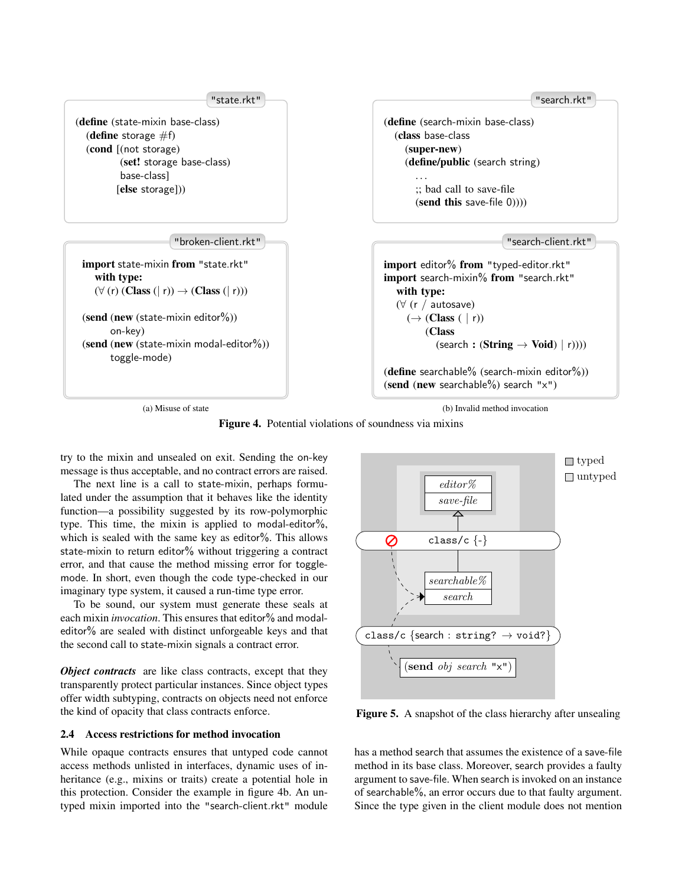"state.rkt"

```
(define (state-mixin base-class)
  (define storage #f)
  (cond [(not storage)
         (set! storage base-class)
         base-class]
        [else storage]))
```

"search.rkt"

```
(define (search-mixin base-class)
  (class base-class
    (super-new)
    (define/public (search string)
      ...
      ;; bad call to save-file
      (send this save-file 0))))
```

"broken-client.rkt"

```
import state-mixin from "state.rkt"
  with type:
  (∀ (r) (Class (| r)) → (Class (| r)))

(send (new (state-mixin editor%))
      on-key)
(send (new (state-mixin modal-editor%))
      toggle-mode)
```

(a) Misuse of state

"search-client.rkt"

```
import editor% from "typed-editor.rkt"
import search-mixin% from "search.rkt"
  with type:
  (∀ (r / autosave)
    (→ (Class ( | r))
       (Class
         (search : (String → Void) | r))))

(define searchable% (search-mixin editor%))
(send (new searchable%) search "x")
```

(b) Invalid method invocation

**Figure 4.** Potential violations of soundness via mixins

try to the mixin and unsealed on exit. Sending the on-key message is thus acceptable, and no contract errors are raised.

The next line is a call to state-mixin, perhaps formulated under the assumption that it behaves like the identity function—a possibility suggested by its row-polymorphic type. This time, the mixin is applied to modal-editor%, which is sealed with the same key as editor%. This allows state-mixin to return editor% without triggering a contract error, and that cause the method missing error for toggle-mode. In short, even though the code type-checked in our imaginary type system, it caused a run-time type error.

To be sound, our system must generate these seals at each mixin *invocation*. This ensures that editor% and modal-editor% are sealed with distinct unforgeable keys and that the second call to state-mixin signals a contract error.

***Object contracts*** are like class contracts, except that they transparently protect particular instances. Since object types offer width subtyping, contracts on objects need not enforce the kind of opacity that class contracts enforce.

### 2.4 Access restrictions for method invocation

While opaque contracts ensures that untyped code cannot access methods unlisted in interfaces, dynamic uses of inheritance (e.g., mixins or traits) create a potential hole in this protection. Consider the example in figure 4b. An untyped mixin imported into the "search-client.rkt" module has a method search that assumes the existence of a save-file method in its base class. Moreover, search provides a faulty argument to save-file. When search is invoked on an instance of searchable%, an error occurs due to that faulty argument. Since the type given in the client module does not mention

**Figure 5.** A snapshot of the class hierarchy after unsealing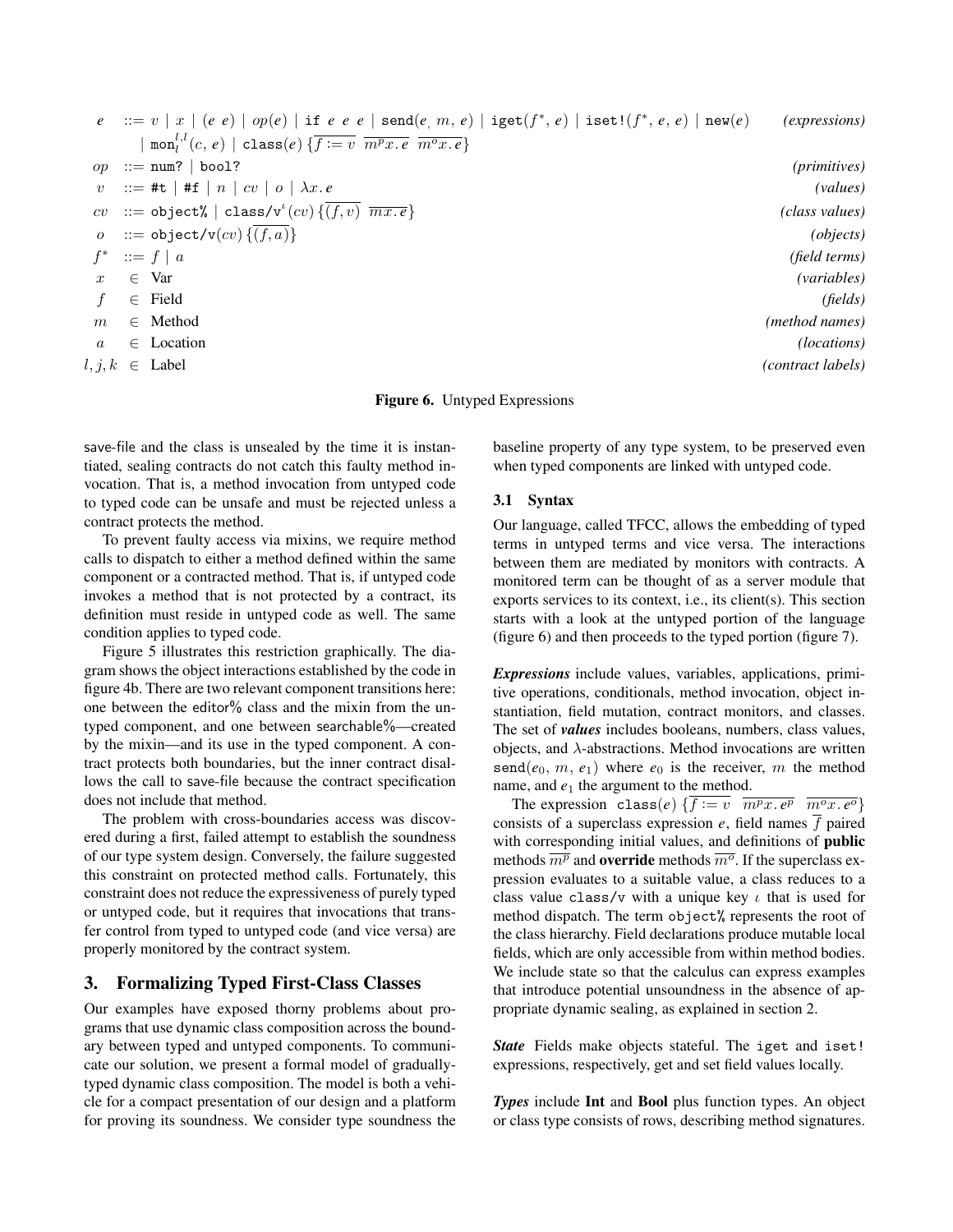$$
\begin{array}{rcll}
e & ::= & v \mid x \mid (e\ e) \mid op(e) \mid \texttt{if}\ e\ e\ e \mid \texttt{send}(e,\ m,\ e) \mid \texttt{iget}(f^*,\ e) \mid \texttt{iset!}(f^*,\ e,\ e) \mid \texttt{new}(e) & \textit{(expressions)} \\
& & \mid \texttt{mon}_l^{l,l}(c,\ e) \mid \texttt{class}(e)\ \{\overline{f := v}\ \ \overline{m^p x.\, e}\ \ \overline{m^o x.\, e}\} & \\
op & ::= & \texttt{num?} \mid \texttt{bool?} & \textit{(primitives)} \\
v & ::= & \texttt{\#t} \mid \texttt{\#f} \mid n \mid cv \mid o \mid \lambda x.\, e & \textit{(values)} \\
cv & ::= & \texttt{object\%} \mid \texttt{class/v}^{\iota}(cv)\ \{\overline{(f, v)}\ \ \overline{mx.\, e}\} & \textit{(class values)} \\
o & ::= & \texttt{object/v}(cv)\ \{\overline{(f, a)}\} & \textit{(objects)} \\
f^* & ::= & f \mid a & \textit{(field terms)} \\
x & \in & \text{Var} & \textit{(variables)} \\
f & \in & \text{Field} & \textit{(fields)} \\
m & \in & \text{Method} & \textit{(method names)} \\
a & \in & \text{Location} & \textit{(locations)} \\
l, j, k & \in & \text{Label} & \textit{(contract labels)}
\end{array}
$$

**Figure 6.** Untyped Expressions

save-file and the class is unsealed by the time it is instantiated, sealing contracts do not catch this faulty method invocation. That is, a method invocation from untyped code to typed code can be unsafe and must be rejected unless a contract protects the method.

To prevent faulty access via mixins, we require method calls to dispatch to either a method defined within the same component or a contracted method. That is, if untyped code invokes a method that is not protected by a contract, its definition must reside in untyped code as well. The same condition applies to typed code.

Figure 5 illustrates this restriction graphically. The diagram shows the object interactions established by the code in figure 4b. There are two relevant component transitions here: one between the editor% class and the mixin from the untyped component, and one between searchable%—created by the mixin—and its use in the typed component. A contract protects both boundaries, but the inner contract disallows the call to save-file because the contract specification does not include that method.

The problem with cross-boundaries access was discovered during a first, failed attempt to establish the soundness of our type system design. Conversely, the failure suggested this constraint on protected method calls. Fortunately, this constraint does not reduce the expressiveness of purely typed or untyped code, but it requires that invocations that transfer control from typed to untyped code (and vice versa) are properly monitored by the contract system.

## 3. Formalizing Typed First-Class Classes

Our examples have exposed thorny problems about programs that use dynamic class composition across the boundary between typed and untyped components. To communicate our solution, we present a formal model of gradually-typed dynamic class composition. The model is both a vehicle for a compact presentation of our design and a platform for proving its soundness. We consider type soundness the baseline property of any type system, to be preserved even when typed components are linked with untyped code.

### 3.1 Syntax

Our language, called TFCC, allows the embedding of typed terms in untyped terms and vice versa. The interactions between them are mediated by monitors with contracts. A monitored term can be thought of as a server module that exports services to its context, i.e., its client(s). This section starts with a look at the untyped portion of the language (figure 6) and then proceeds to the typed portion (figure 7).

***Expressions*** include values, variables, applications, primitive operations, conditionals, method invocation, object instantiation, field mutation, contract monitors, and classes. The set of ***values*** includes booleans, numbers, class values, objects, and $\lambda$-abstractions. Method invocations are written $\texttt{send}(e_0,\ m,\ e_1)$ where $e_0$ is the receiver, $m$ the method name, and $e_1$ the argument to the method.

The expression $\texttt{class}(e)\ \{\overline{f := v}\ \ \overline{m^p x.\, e^p}\ \ \overline{m^o x.\, e^o}\}$ consists of a superclass expression $e$, field names $\overline{f}$ paired with corresponding initial values, and definitions of **public** methods $\overline{m^p}$ and **override** methods $\overline{m^o}$. If the superclass expression evaluates to a suitable value, a class reduces to a class value class/v with a unique key $\iota$ that is used for method dispatch. The term object% represents the root of the class hierarchy. Field declarations produce mutable local fields, which are only accessible from within method bodies. We include state so that the calculus can express examples that introduce potential unsoundness in the absence of appropriate dynamic sealing, as explained in section 2.

***State*** Fields make objects stateful. The iget and iset! expressions, respectively, get and set field values locally.

***Types*** include **Int** and **Bool** plus function types. An object or class type consists of rows, describing method signatures.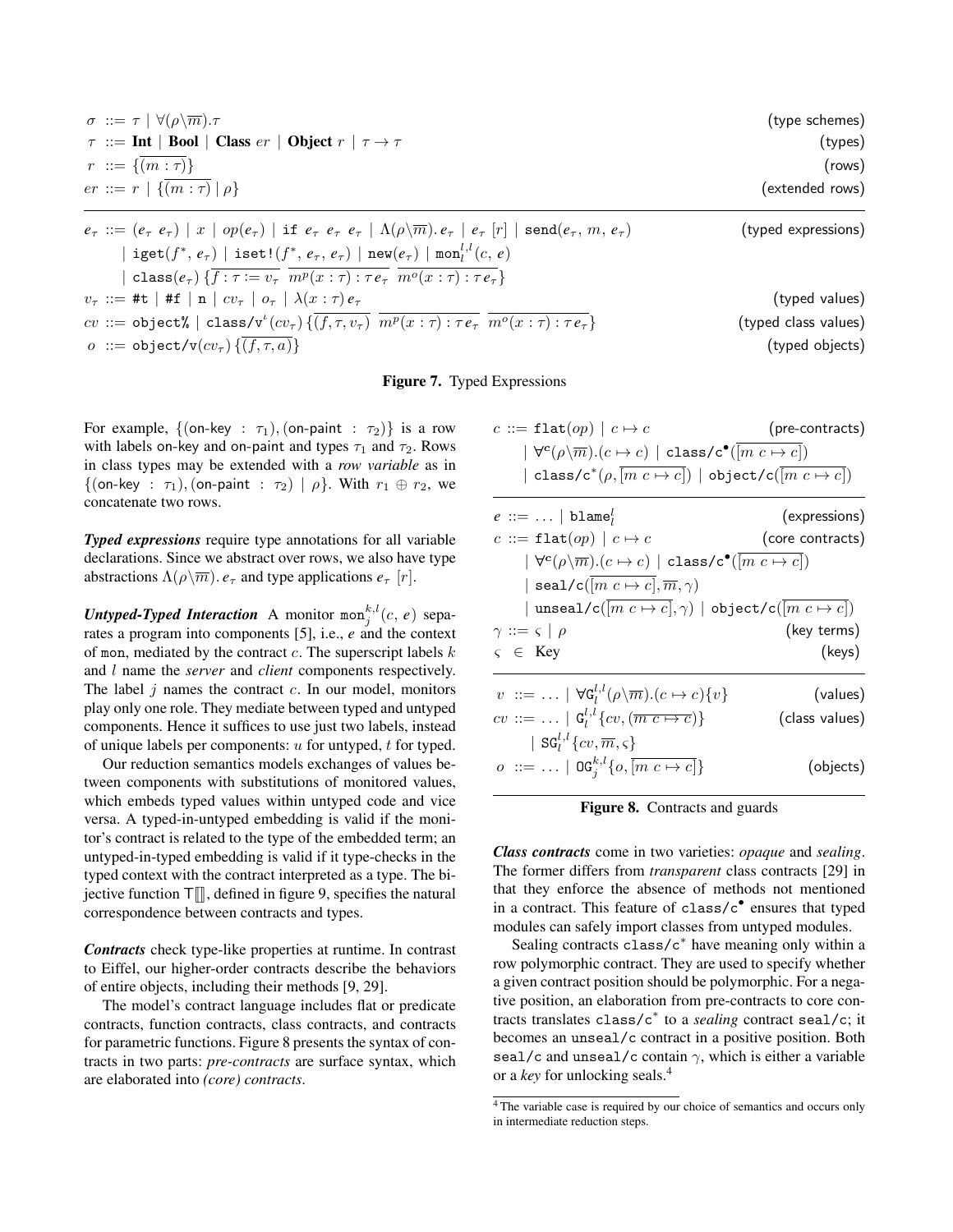$$
\begin{array}{llr}
\sigma & ::= \tau \mid \forall(\rho\backslash\overline{m}).\tau & \text{(type schemes)}\\
\tau & ::= \textbf{Int} \mid \textbf{Bool} \mid \textbf{Class}\ er \mid \textbf{Object}\ r \mid \tau \to \tau & \text{(types)}\\
r & ::= \{\overline{(m:\tau)}\} & \text{(rows)}\\
er & ::= r \mid \{\overline{(m:\tau)} \mid \rho\} & \text{(extended rows)}
\end{array}
$$

$$
\begin{array}{llr}
e_\tau & ::= (e_\tau\ e_\tau) \mid x \mid op(e_\tau) \mid \texttt{if}\ e_\tau\ e_\tau\ e_\tau \mid \Lambda(\rho\backslash\overline{m}).\,e_\tau \mid e_\tau\ [r] \mid \texttt{send}(e_\tau,\, m,\, e_\tau) & \text{(typed expressions)}\\
 & \mid \texttt{iget}(f^*,\, e_\tau) \mid \texttt{iset!}(f^*,\, e_\tau,\, e_\tau) \mid \texttt{new}(e_\tau) \mid \texttt{mon}_l^{l,l}(c,\, e) & \\
 & \mid \texttt{class}(e_\tau)\,\{\overline{f:\tau := v_\tau}\ \ \overline{m^p(x:\tau):\tau\, e_\tau}\ \ \overline{m^o(x:\tau):\tau\, e_\tau}\} & \\
v_\tau & ::= \texttt{\#t} \mid \texttt{\#f} \mid \texttt{n} \mid cv_\tau \mid o_\tau \mid \lambda(x:\tau)\, e_\tau & \text{(typed values)}\\
cv & ::= \texttt{object\%} \mid \texttt{class/v}^\iota(cv_\tau)\,\{\overline{(f,\tau,v_\tau)}\ \ \overline{m^p(x:\tau):\tau\, e_\tau}\ \ \overline{m^o(x:\tau):\tau\, e_\tau}\} & \text{(typed class values)}\\
o & ::= \texttt{object/v}(cv_\tau)\,\{\overline{(f,\tau,a)}\} & \text{(typed objects)}
\end{array}
$$

**Figure 7.** Typed Expressions

For example, $\{(\text{on-key} : \tau_1), (\text{on-paint} : \tau_2)\}$ is a row with labels on-key and on-paint and types $\tau_1$ and $\tau_2$. Rows in class types may be extended with a *row variable* as in $\{(\text{on-key} : \tau_1), (\text{on-paint} : \tau_2) \mid \rho\}$. With $r_1 \oplus r_2$, we concatenate two rows.

***Typed expressions*** require type annotations for all variable declarations. Since we abstract over rows, we also have type abstractions $\Lambda(\rho\backslash\overline{m}).\, e_\tau$ and type applications $e_\tau\ [r]$.

***Untyped-Typed Interaction*** A monitor $\texttt{mon}_j^{k,l}(c,\, e)$ separates a program into components [5], i.e., $e$ and the context of mon, mediated by the contract $c$. The superscript labels $k$ and $l$ name the *server* and *client* components respectively. The label $j$ names the contract $c$. In our model, monitors play only one role. They mediate between typed and untyped components. Hence it suffices to use just two labels, instead of unique labels per components: $u$ for untyped, $t$ for typed.

Our reduction semantics models exchanges of values between components with substitutions of monitored values, which embeds typed values within untyped code and vice versa. A typed-in-untyped embedding is valid if the monitor's contract is related to the type of the embedded term; an untyped-in-typed embedding is valid if it type-checks in the typed context with the contract interpreted as a type. The bijective function $\mathsf{T}[\![]\!]$, defined in figure 9, specifies the natural correspondence between contracts and types.

***Contracts*** check type-like properties at runtime. In contrast to Eiffel, our higher-order contracts describe the behaviors of entire objects, including their methods [9, 29].

The model's contract language includes flat or predicate contracts, function contracts, class contracts, and contracts for parametric functions. Figure 8 presents the syntax of contracts in two parts: *pre-contracts* are surface syntax, which are elaborated into *(core) contracts*.

$$
\begin{array}{llr}
c & ::= \texttt{flat}(op) \mid c \mapsto c & \text{(pre-contracts)}\\
 & \mid \forall^{\mathsf{c}}(\rho\backslash\overline{m}).(c \mapsto c) \mid \texttt{class/c}^\bullet([\overline{m\ c \mapsto c}]) & \\
 & \mid \texttt{class/c}^*(\rho, [\overline{m\ c \mapsto c}]) \mid \texttt{object/c}([\overline{m\ c \mapsto c}]) &
\end{array}
$$

$$
\begin{array}{llr}
e & ::= \ldots \mid \texttt{blame}_l^l & \text{(expressions)}\\
c & ::= \texttt{flat}(op) \mid c \mapsto c & \text{(core contracts)}\\
 & \mid \forall^{\mathsf{c}}(\rho\backslash\overline{m}).(c \mapsto c) \mid \texttt{class/c}^\bullet([\overline{m\ c \mapsto c}]) & \\
 & \mid \texttt{seal/c}([\overline{m\ c \mapsto c}], \overline{m}, \gamma) & \\
 & \mid \texttt{unseal/c}([\overline{m\ c \mapsto c}], \gamma) \mid \texttt{object/c}([\overline{m\ c \mapsto c}]) & \\
\gamma & ::= \varsigma \mid \rho & \text{(key terms)}\\
\varsigma & \in \text{Key} & \text{(keys)}
\end{array}
$$

$$
\begin{array}{llr}
v & ::= \ldots \mid \forall\mathtt{G}_l^{l,l}(\rho\backslash\overline{m}).(c \mapsto c)\{v\} & \text{(values)}\\
cv & ::= \ldots \mid \mathtt{G}_l^{l,l}\{cv, (\overline{m\ c \mapsto c})\} & \text{(class values)}\\
 & \mid \mathtt{SG}_l^{l,l}\{cv, \overline{m}, \varsigma\} & \\
o & ::= \ldots \mid \mathtt{OG}_j^{k,l}\{o, [\overline{m\ c \mapsto c}]\} & \text{(objects)}
\end{array}
$$

**Figure 8.** Contracts and guards

***Class contracts*** come in two varieties: *opaque* and *sealing*. The former differs from *transparent* class contracts [29] in that they enforce the absence of methods not mentioned in a contract. This feature of $\texttt{class/c}^\bullet$ ensures that typed modules can safely import classes from untyped modules.

Sealing contracts $\texttt{class/c}^*$ have meaning only within a row polymorphic contract. They are used to specify whether a given contract position should be polymorphic. For a negative position, an elaboration from pre-contracts to core contracts translates $\texttt{class/c}^*$ to a *sealing* contract seal/c; it becomes an unseal/c contract in a positive position. Both seal/c and unseal/c contain $\gamma$, which is either a variable or a *key* for unlocking seals.[4]

[4] The variable case is required by our choice of semantics and occurs only in intermediate reduction steps.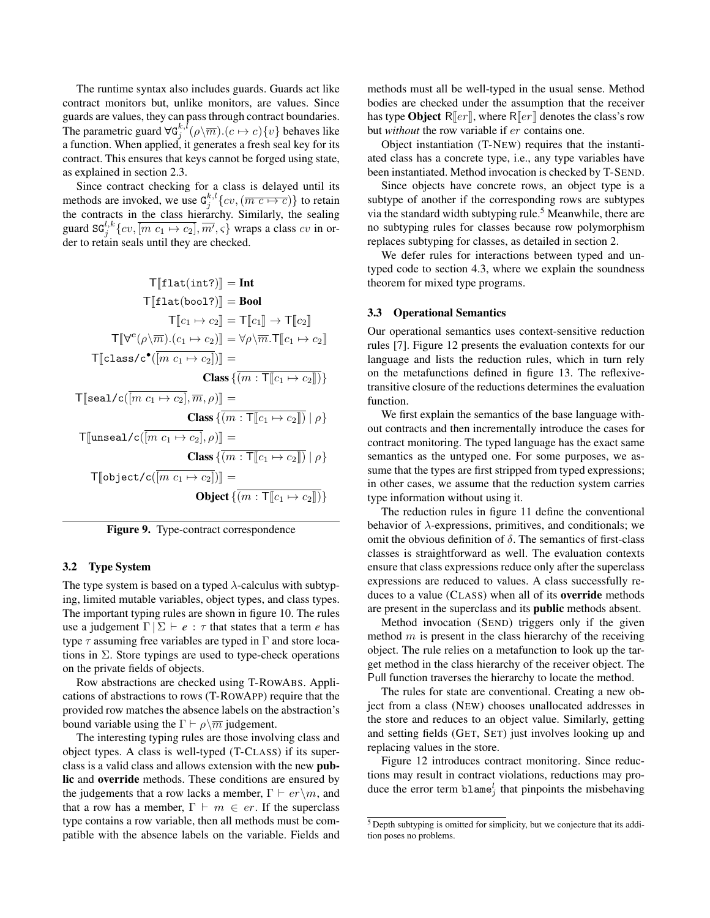The runtime syntax also includes guards. Guards act like contract monitors but, unlike monitors, are values. Since guards are values, they can pass through contract boundaries. The parametric guard $\forall \mathtt{G}_j^{k,l}(\rho\backslash\overline{m}).(c \mapsto c)\{v\}$ behaves like a function. When applied, it generates a fresh seal key for its contract. This ensures that keys cannot be forged using state, as explained in section 2.3.

Since contract checking for a class is delayed until its methods are invoked, we use $\mathtt{G}_j^{k,l}\{cv, (\overline{m\ c \mapsto c})\}$ to retain the contracts in the class hierarchy. Similarly, the sealing guard $\mathtt{SG}_j^{l,k}\{cv, \overline{[m\ c_1 \mapsto c_2]}, \overline{m'}, \varsigma\}$ wraps a class $cv$ in order to retain seals until they are checked.

$$
\begin{aligned}
\mathsf{T}[\![\mathtt{flat(int?)}]\!] &= \textbf{Int} \\
\mathsf{T}[\![\mathtt{flat(bool?)}]\!] &= \textbf{Bool} \\
\mathsf{T}[\![c_1 \mapsto c_2]\!] &= \mathsf{T}[\![c_1]\!] \to \mathsf{T}[\![c_2]\!] \\
\mathsf{T}[\![\forall^{\mathsf{c}}(\rho\backslash\overline{m}).(c_1 \mapsto c_2)]\!] &= \forall\rho\backslash\overline{m}.\mathsf{T}[\![c_1 \mapsto c_2]\!] \\
\mathsf{T}[\![\mathtt{class/c}^{\bullet}(\overline{[m\ c_1 \mapsto c_2]})]\!] &= \\
&\textbf{Class}\,\{\overline{(m : \mathsf{T}[\![c_1 \mapsto c_2]\!])}\} \\
\mathsf{T}[\![\mathtt{seal/c}(\overline{[m\ c_1 \mapsto c_2]}, \overline{m}, \rho)]\!] &= \\
&\textbf{Class}\,\{\overline{(m : \mathsf{T}[\![c_1 \mapsto c_2]\!])} \mid \rho\} \\
\mathsf{T}[\![\mathtt{unseal/c}(\overline{[m\ c_1 \mapsto c_2]}, \rho)]\!] &= \\
&\textbf{Class}\,\{\overline{(m : \mathsf{T}[\![c_1 \mapsto c_2]\!])} \mid \rho\} \\
\mathsf{T}[\![\mathtt{object/c}(\overline{[m\ c_1 \mapsto c_2]})]\!] &= \\
&\textbf{Object}\,\{\overline{(m : \mathsf{T}[\![c_1 \mapsto c_2]\!])}\}
\end{aligned}
$$

**Figure 9.** Type-contract correspondence

### 3.2 Type System

The type system is based on a typed $\lambda$-calculus with subtyping, limited mutable variables, object types, and class types. The important typing rules are shown in figure 10. The rules use a judgement $\Gamma \mid \Sigma \vdash e : \tau$ that states that a term *e* has type $\tau$ assuming free variables are typed in $\Gamma$ and store locations in $\Sigma$. Store typings are used to type-check operations on the private fields of objects.

Row abstractions are checked using T-RowAbs. Applications of abstractions to rows (T-RowApp) require that the provided row matches the absence labels on the abstraction's bound variable using the $\Gamma \vdash \rho\backslash\overline{m}$ judgement.

The interesting typing rules are those involving class and object types. A class is well-typed (T-Class) if its superclass is a valid class and allows extension with the new **public** and **override** methods. These conditions are ensured by the judgements that a row lacks a member, $\Gamma \vdash er\backslash m$, and that a row has a member, $\Gamma \vdash m \in er$. If the superclass type contains a row variable, then all methods must be compatible with the absence labels on the variable. Fields and methods must all be well-typed in the usual sense. Method bodies are checked under the assumption that the receiver has type **Object** $\mathsf{R}[\![er]\!]$, where $\mathsf{R}[\![er]\!]$ denotes the class's row but *without* the row variable if $er$ contains one.

Object instantiation (T-New) requires that the instantiated class has a concrete type, i.e., any type variables have been instantiated. Method invocation is checked by T-Send.

Since objects have concrete rows, an object type is a subtype of another if the corresponding rows are subtypes via the standard width subtyping rule.[5] Meanwhile, there are no subtyping rules for classes because row polymorphism replaces subtyping for classes, as detailed in section 2.

We defer rules for interactions between typed and untyped code to section 4.3, where we explain the soundness theorem for mixed type programs.

### 3.3 Operational Semantics

Our operational semantics uses context-sensitive reduction rules [7]. Figure 12 presents the evaluation contexts for our language and lists the reduction rules, which in turn rely on the metafunctions defined in figure 13. The reflexive-transitive closure of the reductions determines the evaluation function.

We first explain the semantics of the base language without contracts and then incrementally introduce the cases for contract monitoring. The typed language has the exact same semantics as the untyped one. For some purposes, we assume that the types are first stripped from typed expressions; in other cases, we assume that the reduction system carries type information without using it.

The reduction rules in figure 11 define the conventional behavior of $\lambda$-expressions, primitives, and conditionals; we omit the obvious definition of $\delta$. The semantics of first-class classes is straightforward as well. The evaluation contexts ensure that class expressions reduce only after the superclass expressions are reduced to values. A class successfully reduces to a value (Class) when all of its **override** methods are present in the superclass and its **public** methods absent.

Method invocation (Send) triggers only if the given method $m$ is present in the class hierarchy of the receiving object. The rule relies on a metafunction to look up the target method in the class hierarchy of the receiver object. The Pull function traverses the hierarchy to locate the method.

The rules for state are conventional. Creating a new object from a class (New) chooses unallocated addresses in the store and reduces to an object value. Similarly, getting and setting fields (Get, Set) just involves looking up and replacing values in the store.

Figure 12 introduces contract monitoring. Since reductions may result in contract violations, reductions may produce the error term $\mathtt{blame}_j^l$ that pinpoints the misbehaving

[5] Depth subtyping is omitted for simplicity, but we conjecture that its addition poses no problems.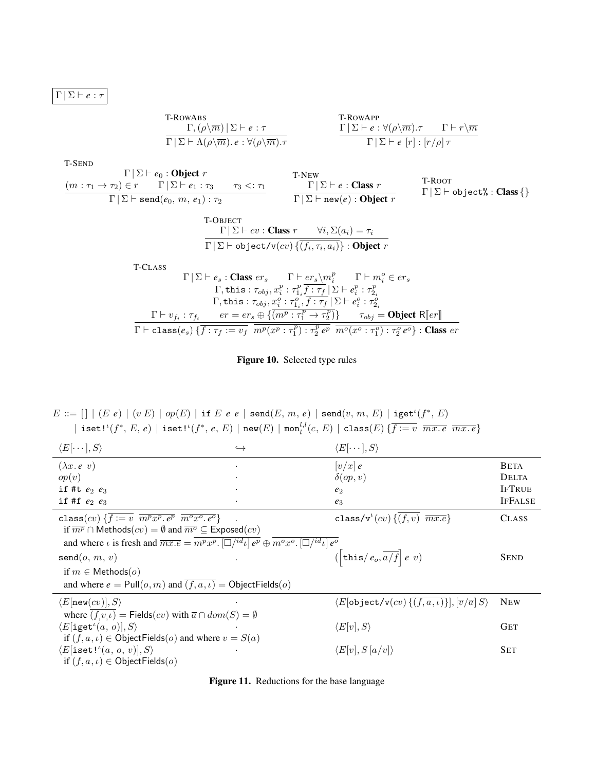$$\boxed{\Gamma \,|\, \Sigma \vdash e : \tau}$$

T-RowAbs
$$\frac{\Gamma, (\rho \backslash \overline{m}) \,|\, \Sigma \vdash e : \tau}{\Gamma \,|\, \Sigma \vdash \Lambda(\rho \backslash \overline{m}).\, e : \forall(\rho \backslash \overline{m}).\tau}$$

T-RowApp
$$\frac{\Gamma \,|\, \Sigma \vdash e : \forall(\rho \backslash \overline{m}).\tau \qquad \Gamma \vdash r \backslash \overline{m}}{\Gamma \,|\, \Sigma \vdash e\ [r] : [r/\rho]\,\tau}$$

T-Send
$$\frac{\Gamma \,|\, \Sigma \vdash e_0 : \textbf{Object}\ r \qquad (m : \tau_1 \rightarrow \tau_2) \in r \qquad \Gamma \,|\, \Sigma \vdash e_1 : \tau_3 \qquad \tau_3 <: \tau_1}{\Gamma \,|\, \Sigma \vdash \mathtt{send}(e_0,\, m,\, e_1) : \tau_2}$$

T-New
$$\frac{\Gamma \,|\, \Sigma \vdash e : \textbf{Class}\ r}{\Gamma \,|\, \Sigma \vdash \mathtt{new}(e) : \textbf{Object}\ r}$$

T-Root
$$\Gamma \,|\, \Sigma \vdash \mathtt{object\%} : \textbf{Class}\,\{\}$$

T-Object
$$\frac{\Gamma \,|\, \Sigma \vdash cv : \textbf{Class}\ r \qquad \forall i, \Sigma(a_i) = \tau_i}{\Gamma \,|\, \Sigma \vdash \mathtt{object/v}(cv)\,\{\overline{(f_i, \tau_i, a_i)}\} : \textbf{Object}\ r}$$

T-Class
$$\frac{\begin{array}{c} \Gamma \,|\, \Sigma \vdash e_s : \textbf{Class}\ er_s \qquad \Gamma \vdash er_s \backslash m_i^p \qquad \Gamma \vdash m_i^o \in er_s \\ \Gamma, \mathtt{this} : \tau_{obj}, x_i^p : \tau_{1_i}^p \overline{f : \tau_f} \,|\, \Sigma \vdash e_i^p : \tau_{2_i}^p \\ \Gamma, \mathtt{this} : \tau_{obj}, x_i^o : \tau_{1_i}^o, \overline{f : \tau_f} \,|\, \Sigma \vdash e_i^o : \tau_{2_i}^o \\ \Gamma \vdash v_{f_i} : \tau_{f_i} \qquad er = er_s \oplus \{\overline{(m^p : \tau_1^p \rightarrow \tau_2^p)}\} \qquad \tau_{obj} = \textbf{Object}\ \mathsf{R}[\![er]\!] \end{array}}{\Gamma \vdash \mathtt{class}(e_s)\,\{\overline{f : \tau_f := v_f}\ \ \overline{m^p(x^p : \tau_1^p) : \tau_2^p\, e^p}\ \ \overline{m^o(x^o : \tau_1^o) : \tau_2^o\, e^o}\} : \textbf{Class}\ er}$$

**Figure 10.** Selected type rules

$$\begin{array}{rl} E ::= & [\,] \mid (E\ e) \mid (v\ E) \mid op(E) \mid \mathtt{if}\ E\ e\ e \mid \mathtt{send}(E,\, m,\, e) \mid \mathtt{send}(v,\, m,\, E) \mid \mathtt{iget}^{\iota}(f^*,\, E) \\ & \mid \mathtt{iset!}^{\iota}(f^*,\, E,\, e) \mid \mathtt{iset!}^{\iota}(f^*,\, e,\, E) \mid \mathtt{new}(E) \mid \mathtt{mon}_{l}^{l,l}(c,\, E) \mid \mathtt{class}(E)\,\{\overline{f := v}\ \ \overline{mx.e}\ \ \overline{mx.e}\} \end{array}$$

| $\langle E[\cdots], S\rangle$ | $\hookrightarrow$ | $\langle E[\cdots], S\rangle$ | |
|---|---|---|---|
| $(\lambda x.\, e\ v)$ | $\cdot$ | $[v/x]\, e$ | Beta |
| $op(v)$ | $\cdot$ | $\delta(op, v)$ | Delta |
| $\mathtt{if}\ \mathtt{\#t}\ e_2\ e_3$ | $\cdot$ | $e_2$ | IfTrue |
| $\mathtt{if}\ \mathtt{\#f}\ e_2\ e_3$ | $\cdot$ | $e_3$ | IfFalse |
| $\mathtt{class}(cv)\,\{\overline{f := v}\ \ \overline{m^p x^p.\, e^p}\ \ \overline{m^o x^o.\, e^o}\}$ <br> if $\overline{m^p} \cap \mathsf{Methods}(cv) = \emptyset$ and $\overline{m^o} \subseteq \mathsf{Exposed}(cv)$ <br> and where $\iota$ is fresh and $\overline{mx.e} = \overline{m^p x^p.\, [\square/^{id}\iota]\, e^p} \oplus \overline{m^o x^o.\, [\square/^{id}\iota]\, e^o}$ | $\cdot$ | $\mathtt{class/v}^{\iota}(cv)\,\{\overline{(f, v)}\ \ \overline{mx.e}\}$ | Class |
| $\mathtt{send}(o,\, m,\, v)$ <br> if $m \in \mathsf{Methods}(o)$ <br> and where $e = \mathsf{Pull}(o, m)$ and $\overline{(f, a, \iota)} = \mathsf{ObjectFields}(o)$ | $\cdot$ | $(\left[\mathtt{this}/\, e_o, \overline{a/f}\right]\, e\ v)$ | Send |
| $\langle E[\mathtt{new}(cv)], S\rangle$ <br> where $\overline{(f, v, \iota)} = \mathsf{Fields}(cv)$ with $\overline{a} \cap dom(S) = \emptyset$ | $\cdot$ | $\langle E[\mathtt{object/v}(cv)\,\{\overline{(f, a, \iota)}\}], [\overline{v}/\overline{a}]\, S\rangle$ | New |
| $\langle E[\mathtt{iget}^{\iota}(a,\, o)], S\rangle$ <br> if $(f, a, \iota) \in \mathsf{ObjectFields}(o)$ and where $v = S(a)$ | $\cdot$ | $\langle E[v], S\rangle$ | Get |
| $\langle E[\mathtt{iset!}^{\iota}(a,\, o,\, v)], S\rangle$ <br> if $(f, a, \iota) \in \mathsf{ObjectFields}(o)$ | $\cdot$ | $\langle E[v], S\,[a/v]\rangle$ | Set |

**Figure 11.** Reductions for the base language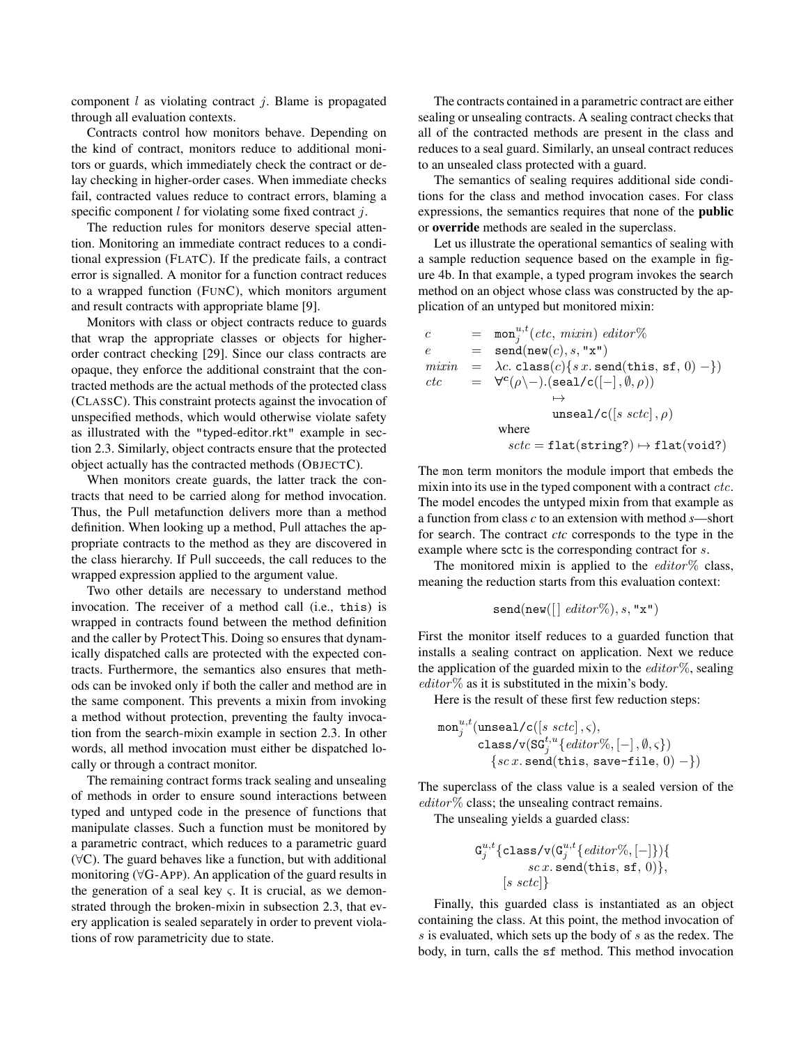component $l$ as violating contract $j$. Blame is propagated through all evaluation contexts.

Contracts control how monitors behave. Depending on the kind of contract, monitors reduce to additional monitors or guards, which immediately check the contract or delay checking in higher-order cases. When immediate checks fail, contracted values reduce to contract errors, blaming a specific component $l$ for violating some fixed contract $j$.

The reduction rules for monitors deserve special attention. Monitoring an immediate contract reduces to a conditional expression (FLATC). If the predicate fails, a contract error is signalled. A monitor for a function contract reduces to a wrapped function (FUNC), which monitors argument and result contracts with appropriate blame [9].

Monitors with class or object contracts reduce to guards that wrap the appropriate classes or objects for higher-order contract checking [29]. Since our class contracts are opaque, they enforce the additional constraint that the contracted methods are the actual methods of the protected class (CLASSC). This constraint protects against the invocation of unspecified methods, which would otherwise violate safety as illustrated with the "typed-editor.rkt" example in section 2.3. Similarly, object contracts ensure that the protected object actually has the contracted methods (OBJECTC).

When monitors create guards, the latter track the contracts that need to be carried along for method invocation. Thus, the Pull metafunction delivers more than a method definition. When looking up a method, Pull attaches the appropriate contracts to the method as they are discovered in the class hierarchy. If Pull succeeds, the call reduces to the wrapped expression applied to the argument value.

Two other details are necessary to understand method invocation. The receiver of a method call (i.e., this) is wrapped in contracts found between the method definition and the caller by ProtectThis. Doing so ensures that dynamically dispatched calls are protected with the expected contracts. Furthermore, the semantics also ensures that methods can be invoked only if both the caller and method are in the same component. This prevents a mixin from invoking a method without protection, preventing the faulty invocation from the search-mixin example in section 2.3. In other words, all method invocation must either be dispatched locally or through a contract monitor.

The remaining contract forms track sealing and unsealing of methods in order to ensure sound interactions between typed and untyped code in the presence of functions that manipulate classes. Such a function must be monitored by a parametric contract, which reduces to a parametric guard ($\forall$C). The guard behaves like a function, but with additional monitoring ($\forall$G-APP). An application of the guard results in the generation of a seal key $\varsigma$. It is crucial, as we demonstrated through the broken-mixin in subsection 2.3, that every application is sealed separately in order to prevent violations of row parametricity due to state.

The contracts contained in a parametric contract are either sealing or unsealing contracts. A sealing contract checks that all of the contracted methods are present in the class and reduces to a seal guard. Similarly, an unseal contract reduces to an unsealed class protected with a guard.

The semantics of sealing requires additional side conditions for the class and method invocation cases. For class expressions, the semantics requires that none of the **public** or **override** methods are sealed in the superclass.

Let us illustrate the operational semantics of sealing with a sample reduction sequence based on the example in figure 4b. In that example, a typed program invokes the search method on an object whose class was constructed by the application of an untyped but monitored mixin:

$$
\begin{array}{rcl}
c & = & \texttt{mon}_j^{u,t}(ctc,\, mixin)\ editor\% \\
e & = & \texttt{send}(\texttt{new}(c), s, \texttt{"x"}) \\
mixin & = & \lambda c.\ \texttt{class}(c)\{s\,x.\,\texttt{send}(\texttt{this},\,\texttt{sf},\,0)\ -\}) \\
ctc & = & \forall^{\texttt{c}}(\rho\backslash -).(\texttt{seal/c}([-]\,,\emptyset,\rho)) \\
 & & \qquad\qquad \mapsto \\
 & & \qquad\qquad \texttt{unseal/c}([s\ sctc]\,,\rho) \\
 & & \text{where} \\
 & & \quad sctc = \texttt{flat}(\texttt{string?}) \mapsto \texttt{flat}(\texttt{void?})
\end{array}
$$

The mon term monitors the module import that embeds the mixin into its use in the typed component with a contract $ctc$. The model encodes the untyped mixin from that example as a function from class $c$ to an extension with method $s$—short for search. The contract $ctc$ corresponds to the type in the example where sctc is the corresponding contract for $s$.

The monitored mixin is applied to the $editor\%$ class, meaning the reduction starts from this evaluation context:

$$\texttt{send}(\texttt{new}([]\ editor\%), s, \texttt{"x"})$$

First the monitor itself reduces to a guarded function that installs a sealing contract on application. Next we reduce the application of the guarded mixin to the $editor\%$, sealing $editor\%$ as it is substituted in the mixin's body.

Here is the result of these first few reduction steps:

$$
\begin{array}{l}
\texttt{mon}_j^{u,t}(\texttt{unseal/c}([s\ sctc]\,,\varsigma), \\
\qquad \texttt{class/v}(\texttt{SG}_j^{t,u}\{editor\%,[-]\,,\emptyset,\varsigma\}) \\
\qquad\quad \{sc\,x.\,\texttt{send}(\texttt{this},\,\texttt{save-file},\,0)\ -\})
\end{array}
$$

The superclass of the class value is a sealed version of the $editor\%$ class; the unsealing contract remains.

The unsealing yields a guarded class:

$$
\begin{array}{l}
\texttt{G}_j^{u,t}\{\texttt{class/v}(\texttt{G}_j^{u,t}\{editor\%,[-]\})\{ \\
\qquad\qquad sc\,x.\,\texttt{send}(\texttt{this},\,\texttt{sf},\,0)\}, \\
\quad [s\ sctc]\}
\end{array}
$$

Finally, this guarded class is instantiated as an object containing the class. At this point, the method invocation of $s$ is evaluated, which sets up the body of $s$ as the redex. The body, in turn, calls the sf method. This method invocation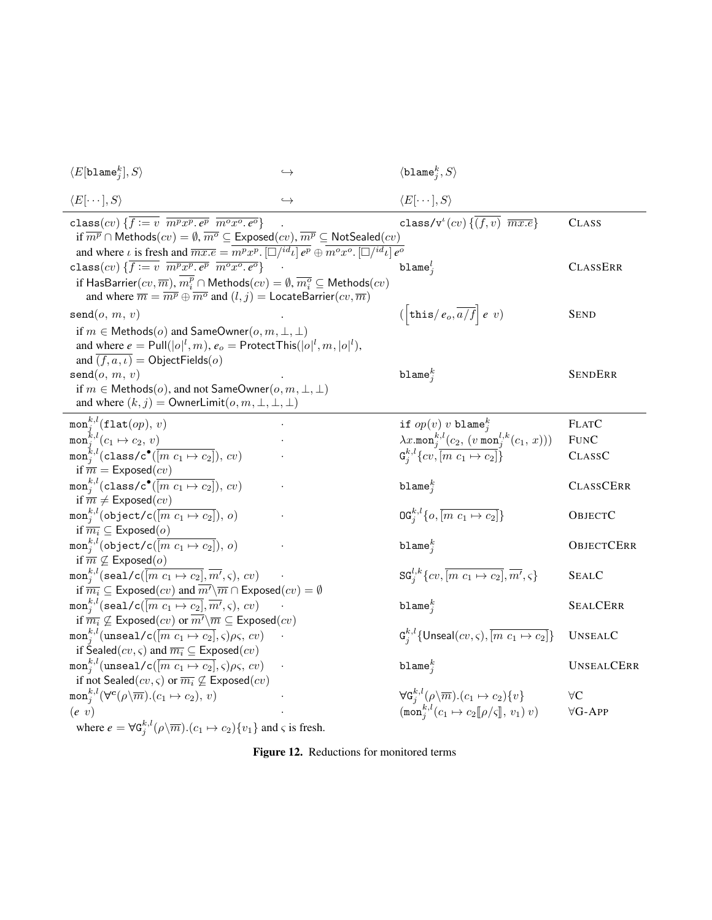$$\langle E[\mathtt{blame}^k_j], S\rangle \quad \hookrightarrow \quad \langle \mathtt{blame}^k_j, S\rangle$$

$$\langle E[\cdots], S\rangle \quad \hookrightarrow \quad \langle E[\cdots], S\rangle$$

---

$\mathtt{class}(cv)\ \{\overline{f := v}\ \ \overline{m^p x^p.\, e^p}\ \ \overline{m^o x^o.\, e^o}\}$ $\quad\cdot\quad$ $\mathtt{class/v}^\iota(cv)\ \{\overline{(f,v)}\ \ \overline{mx.e}\}$ **CLASS**
 if $\overline{m^p} \cap \mathsf{Methods}(cv) = \emptyset$, $\overline{m^o} \subseteq \mathsf{Exposed}(cv)$, $\overline{m^p} \subseteq \mathsf{NotSealed}(cv)$
 and where $\iota$ is fresh and $\overline{mx.e} = \overline{m^p x^p.\, [\Box/^{id}\iota]\, e^p} \oplus \overline{m^o x^o.\, [\Box/^{id}\iota]\, e^o}$

$\mathtt{class}(cv)\ \{\overline{f := v}\ \ \overline{m^p x^p.\, e^p}\ \ \overline{m^o x^o.\, e^o}\}$ $\quad\cdot\quad$ $\mathtt{blame}^l_j$ **CLASSERR**
 if $\mathsf{HasBarrier}(cv, \overline{m})$, $\overline{m^p_i} \cap \mathsf{Methods}(cv) = \emptyset$, $\overline{m^o_i} \subseteq \mathsf{Methods}(cv)$
 and where $\overline{m} = \overline{m^p} \oplus \overline{m^o}$ and $(l, j) = \mathsf{LocateBarrier}(cv, \overline{m})$

$\mathtt{send}(o,\ m,\ v)$ $\quad\cdot\quad$ $(\left[\mathtt{this}/\, e_o, \overline{a/f}\right]\ e\ \ v)$ **SEND**
 if $m \in \mathsf{Methods}(o)$ and $\mathsf{SameOwner}(o, m, \bot, \bot)$
 and where $e = \mathsf{Pull}(|o|^l, m)$, $e_o = \mathsf{ProtectThis}(|o|^l, m, |o|^l)$,
 and $\overline{(f, a, \iota)} = \mathsf{ObjectFields}(o)$

$\mathtt{send}(o,\ m,\ v)$ $\quad\cdot\quad$ $\mathtt{blame}^k_j$ **SENDERR**
 if $m \in \mathsf{Methods}(o)$, and not $\mathsf{SameOwner}(o, m, \bot, \bot)$
 and where $(k, j) = \mathsf{OwnerLimit}(o, m, \bot, \bot, \bot)$

---

$\mathtt{mon}^{k,l}_j(\mathtt{flat}(op),\ v)$ $\quad\cdot\quad$ $\mathtt{if}\ op(v)\ v\ \mathtt{blame}^k_j$ **FLATC**

$\mathtt{mon}^{k,l}_j(c_1 \mapsto c_2,\ v)$ $\quad\cdot\quad$ $\lambda x.\mathtt{mon}^{k,l}_j(c_2,\ (v\ \mathtt{mon}^{l,k}_j(c_1,\ x)))$ **FUNC**

$\mathtt{mon}^{k,l}_j(\mathtt{class/c}^\bullet(\overline{[m\ c_1 \mapsto c_2]}),\ cv)$ $\quad\cdot\quad$ $\mathtt{G}^{k,l}_j\{cv, \overline{[m\ c_1 \mapsto c_2]}\}$ **CLASSC**
 if $\overline{m} = \mathsf{Exposed}(cv)$

$\mathtt{mon}^{k,l}_j(\mathtt{class/c}^\bullet(\overline{[m\ c_1 \mapsto c_2]}),\ cv)$ $\quad\cdot\quad$ $\mathtt{blame}^k_j$ **CLASSCERR**
 if $\overline{m} \neq \mathsf{Exposed}(cv)$

$\mathtt{mon}^{k,l}_j(\mathtt{object/c}(\overline{[m\ c_1 \mapsto c_2]}),\ o)$ $\quad\cdot\quad$ $\mathtt{OG}^{k,l}_j\{o, \overline{[m\ c_1 \mapsto c_2]}\}$ **OBJECTC**
 if $\overline{m_i} \subseteq \mathsf{Exposed}(o)$

$\mathtt{mon}^{k,l}_j(\mathtt{object/c}(\overline{[m\ c_1 \mapsto c_2]}),\ o)$ $\quad\cdot\quad$ $\mathtt{blame}^k_j$ **OBJECTCERR**
 if $\overline{m} \not\subseteq \mathsf{Exposed}(o)$

$\mathtt{mon}^{k,l}_j(\mathtt{seal/c}(\overline{[m\ c_1 \mapsto c_2]}, \overline{m'}, \varsigma),\ cv)$ $\quad\cdot\quad$ $\mathtt{SG}^{l,k}_j\{cv, \overline{[m\ c_1 \mapsto c_2]}, \overline{m'}, \varsigma\}$ **SEALC**
 if $\overline{m_i} \subseteq \mathsf{Exposed}(cv)$ and $\overline{m'} \backslash \overline{m} \cap \mathsf{Exposed}(cv) = \emptyset$

$\mathtt{mon}^{k,l}_j(\mathtt{seal/c}(\overline{[m\ c_1 \mapsto c_2]}, \overline{m'}, \varsigma),\ cv)$ $\quad\cdot\quad$ $\mathtt{blame}^k_j$ **SEALCERR**
 if $\overline{m_i} \not\subseteq \mathsf{Exposed}(cv)$ or $\overline{m'} \backslash \overline{m} \subseteq \mathsf{Exposed}(cv)$

$\mathtt{mon}^{k,l}_j(\mathtt{unseal/c}(\overline{[m\ c_1 \mapsto c_2]}, \varsigma)\rho\varsigma,\ cv)$ $\quad\cdot\quad$ $\mathtt{G}^{k,l}_j\{\mathsf{Unseal}(cv, \varsigma), \overline{[m\ c_1 \mapsto c_2]}\}$ **UNSEALC**
 if $\mathsf{Sealed}(cv, \varsigma)$ and $\overline{m_i} \subseteq \mathsf{Exposed}(cv)$

$\mathtt{mon}^{k,l}_j(\mathtt{unseal/c}(\overline{[m\ c_1 \mapsto c_2]}, \varsigma)\rho\varsigma,\ cv)$ $\quad\cdot\quad$ $\mathtt{blame}^k_j$ **UNSEALCERR**
 if not $\mathsf{Sealed}(cv, \varsigma)$ or $\overline{m_i} \not\subseteq \mathsf{Exposed}(cv)$

$\mathtt{mon}^{k,l}_j(\forall^{\mathtt{c}}(\rho\backslash\overline{m}).(c_1 \mapsto c_2),\ v)$ $\quad\cdot\quad$ $\forall\mathtt{G}^{k,l}_j(\rho\backslash\overline{m}).(c_1 \mapsto c_2)\{v\}$ **∀C**

$(e\ \ v)$ $\quad\cdot\quad$ $(\mathtt{mon}^{k,l}_j(c_1 \mapsto c_2[\![\rho/\varsigma]\!],\ v_1)\ v)$ **∀G-APP**
 where $e = \forall\mathtt{G}^{k,l}_j(\rho\backslash\overline{m}).(c_1 \mapsto c_2)\{v_1\}$ and $\varsigma$ is fresh.

**Figure 12.** Reductions for monitored terms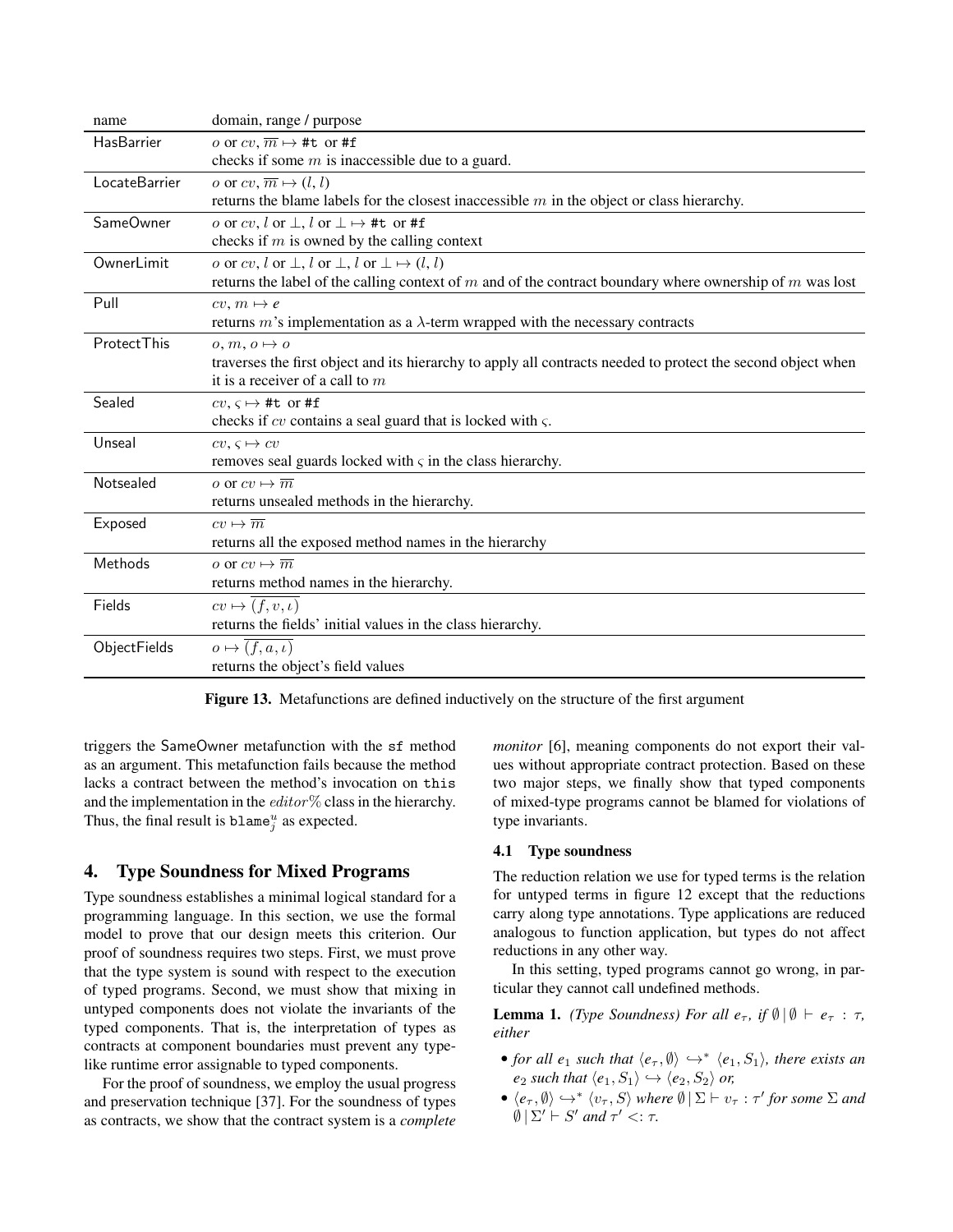| name | domain, range / purpose |
|---|---|
| HasBarrier | $o$ or $cv, \overline{m} \mapsto$ `#t` or `#f` <br> checks if some $m$ is inaccessible due to a guard. |
| LocateBarrier | $o$ or $cv, \overline{m} \mapsto (l, l)$ <br> returns the blame labels for the closest inaccessible $m$ in the object or class hierarchy. |
| SameOwner | $o$ or $cv$, $l$ or $\bot$, $l$ or $\bot$, $l$ or $\bot \mapsto$ `#t` or `#f` <br> checks if $m$ is owned by the calling context |
| OwnerLimit | $o$ or $cv$, $l$ or $\bot$, $l$ or $\bot$, $l$ or $\bot \mapsto (l, l)$ <br> returns the label of the calling context of $m$ and of the contract boundary where ownership of $m$ was lost |
| Pull | $cv, m \mapsto e$ <br> returns $m$'s implementation as a $\lambda$-term wrapped with the necessary contracts |
| ProtectThis | $o, m, o \mapsto o$ <br> traverses the first object and its hierarchy to apply all contracts needed to protect the second object when it is a receiver of a call to $m$ |
| Sealed | $cv, \varsigma \mapsto$ `#t` or `#f` <br> checks if $cv$ contains a seal guard that is locked with $\varsigma$. |
| Unseal | $cv, \varsigma \mapsto cv$ <br> removes seal guards locked with $\varsigma$ in the class hierarchy. |
| Notsealed | $o$ or $cv \mapsto \overline{m}$ <br> returns unsealed methods in the hierarchy. |
| Exposed | $cv \mapsto \overline{m}$ <br> returns all the exposed method names in the hierarchy |
| Methods | $o$ or $cv \mapsto \overline{m}$ <br> returns method names in the hierarchy. |
| Fields | $cv \mapsto \overline{(f, v, \iota)}$ <br> returns the fields' initial values in the class hierarchy. |
| ObjectFields | $o \mapsto \overline{(f, a, \iota)}$ <br> returns the object's field values |

**Figure 13.** Metafunctions are defined inductively on the structure of the first argument

triggers the SameOwner metafunction with the `sf` method as an argument. This metafunction fails because the method lacks a contract between the method's invocation on `this` and the implementation in the $editor\%$ class in the hierarchy. Thus, the final result is $\texttt{blame}_j^u$ as expected.

## 4. Type Soundness for Mixed Programs

Type soundness establishes a minimal logical standard for a programming language. In this section, we use the formal model to prove that our design meets this criterion. Our proof of soundness requires two steps. First, we must prove that the type system is sound with respect to the execution of typed programs. Second, we must show that mixing in untyped components does not violate the invariants of the typed components. That is, the interpretation of types as contracts at component boundaries must prevent any type-like runtime error assignable to typed components.

For the proof of soundness, we employ the usual progress and preservation technique [37]. For the soundness of types as contracts, we show that the contract system is a *complete monitor* [6], meaning components do not export their values without appropriate contract protection. Based on these two major steps, we finally show that typed components of mixed-type programs cannot be blamed for violations of type invariants.

### 4.1 Type soundness

The reduction relation we use for typed terms is the relation for untyped terms in figure 12 except that the reductions carry along type annotations. Type applications are reduced analogous to function application, but types do not affect reductions in any other way.

In this setting, typed programs cannot go wrong, in particular they cannot call undefined methods.

**Lemma 1.** *(Type Soundness) For all $e_\tau$, if $\emptyset \,|\, \emptyset \vdash e_\tau : \tau$, either*

- *for all $e_1$ such that $\langle e_\tau, \emptyset\rangle \hookrightarrow^* \langle e_1, S_1\rangle$, there exists an $e_2$ such that $\langle e_1, S_1\rangle \hookrightarrow \langle e_2, S_2\rangle$ or,*
- *$\langle e_\tau, \emptyset\rangle \hookrightarrow^* \langle v_\tau, S\rangle$ where $\emptyset \,|\, \Sigma \vdash v_\tau : \tau'$ for some $\Sigma$ and $\emptyset \,|\, \Sigma' \vdash S'$ and $\tau' <: \tau$.*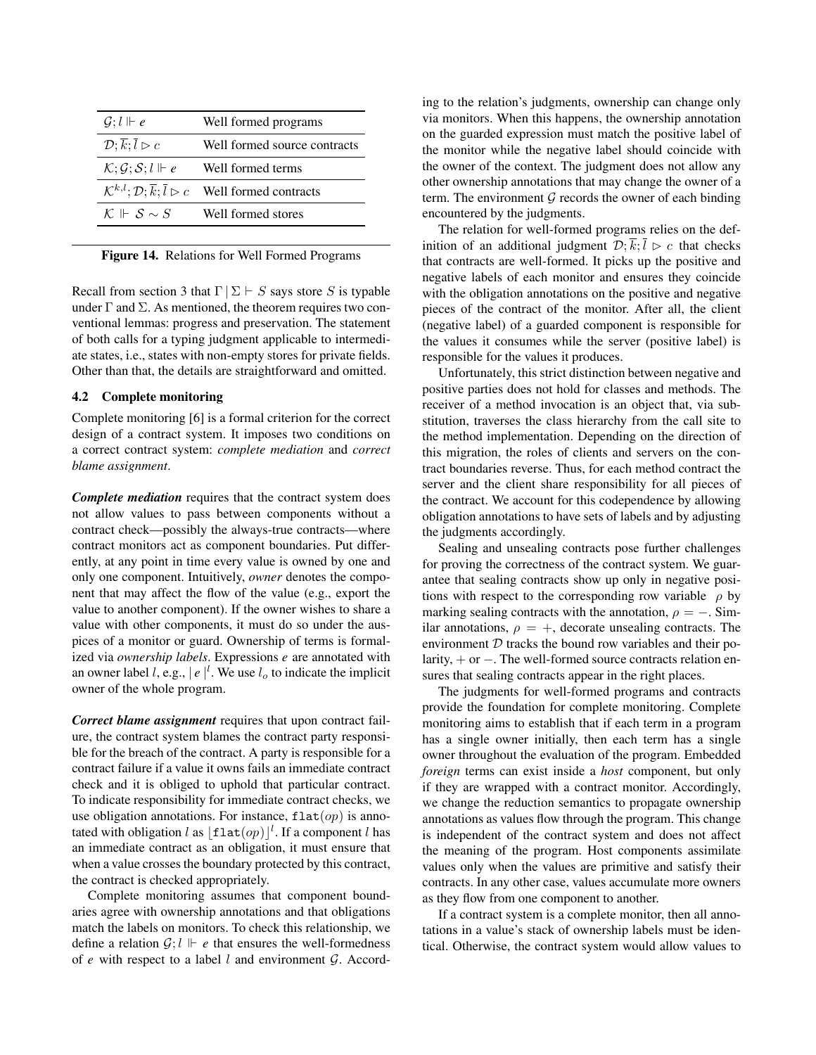| | |
|---|---|
| $\mathcal{G}; l \Vdash e$ | Well formed programs |
| $\mathcal{D}; \overline{k}; \overline{l} \rhd c$ | Well formed source contracts |
| $\mathcal{K}; \mathcal{G}; \mathcal{S}; l \Vdash e$ | Well formed terms |
| $\mathcal{K}^{k,l}; \mathcal{D}; \overline{k}; \overline{l} \rhd c$ | Well formed contracts |
| $\mathcal{K} \Vdash \mathcal{S} \sim S$ | Well formed stores |

**Figure 14.** Relations for Well Formed Programs

Recall from section 3 that $\Gamma \mid \Sigma \vdash S$ says store $S$ is typable under $\Gamma$ and $\Sigma$. As mentioned, the theorem requires two conventional lemmas: progress and preservation. The statement of both calls for a typing judgment applicable to intermediate states, i.e., states with non-empty stores for private fields. Other than that, the details are straightforward and omitted.

### 4.2 Complete monitoring

Complete monitoring [6] is a formal criterion for the correct design of a contract system. It imposes two conditions on a correct contract system: *complete mediation* and *correct blame assignment*.

***Complete mediation*** requires that the contract system does not allow values to pass between components without a contract check—possibly the always-true contracts—where contract monitors act as component boundaries. Put differently, at any point in time every value is owned by one and only one component. Intuitively, *owner* denotes the component that may affect the flow of the value (e.g., export the value to another component). If the owner wishes to share a value with other components, it must do so under the auspices of a monitor or guard. Ownership of terms is formalized via *ownership labels*. Expressions $e$ are annotated with an owner label $l$, e.g., $|\, e\,|^l$. We use $l_o$ to indicate the implicit owner of the whole program.

***Correct blame assignment*** requires that upon contract failure, the contract system blames the contract party responsible for the breach of the contract. A party is responsible for a contract failure if a value it owns fails an immediate contract check and it is obliged to uphold that particular contract. To indicate responsibility for immediate contract checks, we use obligation annotations. For instance, $\texttt{flat}(op)$ is annotated with obligation $l$ as $\lfloor \texttt{flat}(op) \rfloor^l$. If a component $l$ has an immediate contract as an obligation, it must ensure that when a value crosses the boundary protected by this contract, the contract is checked appropriately.

Complete monitoring assumes that component boundaries agree with ownership annotations and that obligations match the labels on monitors. To check this relationship, we define a relation $\mathcal{G}; l \Vdash e$ that ensures the well-formedness of $e$ with respect to a label $l$ and environment $\mathcal{G}$. According to the relation's judgments, ownership can change only via monitors. When this happens, the ownership annotation on the guarded expression must match the positive label of the monitor while the negative label should coincide with the owner of the context. The judgment does not allow any other ownership annotations that may change the owner of a term. The environment $\mathcal{G}$ records the owner of each binding encountered by the judgments.

The relation for well-formed programs relies on the definition of an additional judgment $\mathcal{D}; \overline{k}; \overline{l} \rhd c$ that checks that contracts are well-formed. It picks up the positive and negative labels of each monitor and ensures they coincide with the obligation annotations on the positive and negative pieces of the contract of the monitor. After all, the client (negative label) of a guarded component is responsible for the values it consumes while the server (positive label) is responsible for the values it produces.

Unfortunately, this strict distinction between negative and positive parties does not hold for classes and methods. The receiver of a method invocation is an object that, via substitution, traverses the class hierarchy from the call site to the method implementation. Depending on the direction of this migration, the roles of clients and servers on the contract boundaries reverse. Thus, for each method contract the server and the client share responsibility for all pieces of the contract. We account for this codependence by allowing obligation annotations to have sets of labels and by adjusting the judgments accordingly.

Sealing and unsealing contracts pose further challenges for proving the correctness of the contract system. We guarantee that sealing contracts show up only in negative positions with respect to the corresponding row variable $\rho$ by marking sealing contracts with the annotation, $\rho = -$. Similar annotations, $\rho = +$, decorate unsealing contracts. The environment $\mathcal{D}$ tracks the bound row variables and their polarity, $+$ or $-$. The well-formed source contracts relation ensures that sealing contracts appear in the right places.

The judgments for well-formed programs and contracts provide the foundation for complete monitoring. Complete monitoring aims to establish that if each term in a program has a single owner initially, then each term has a single owner throughout the evaluation of the program. Embedded *foreign* terms can exist inside a *host* component, but only if they are wrapped with a contract monitor. Accordingly, we change the reduction semantics to propagate ownership annotations as values flow through the program. This change is independent of the contract system and does not affect the meaning of the program. Host components assimilate values only when the values are primitive and satisfy their contracts. In any other case, values accumulate more owners as they flow from one component to another.

If a contract system is a complete monitor, then all annotations in a value's stack of ownership labels must be identical. Otherwise, the contract system would allow values to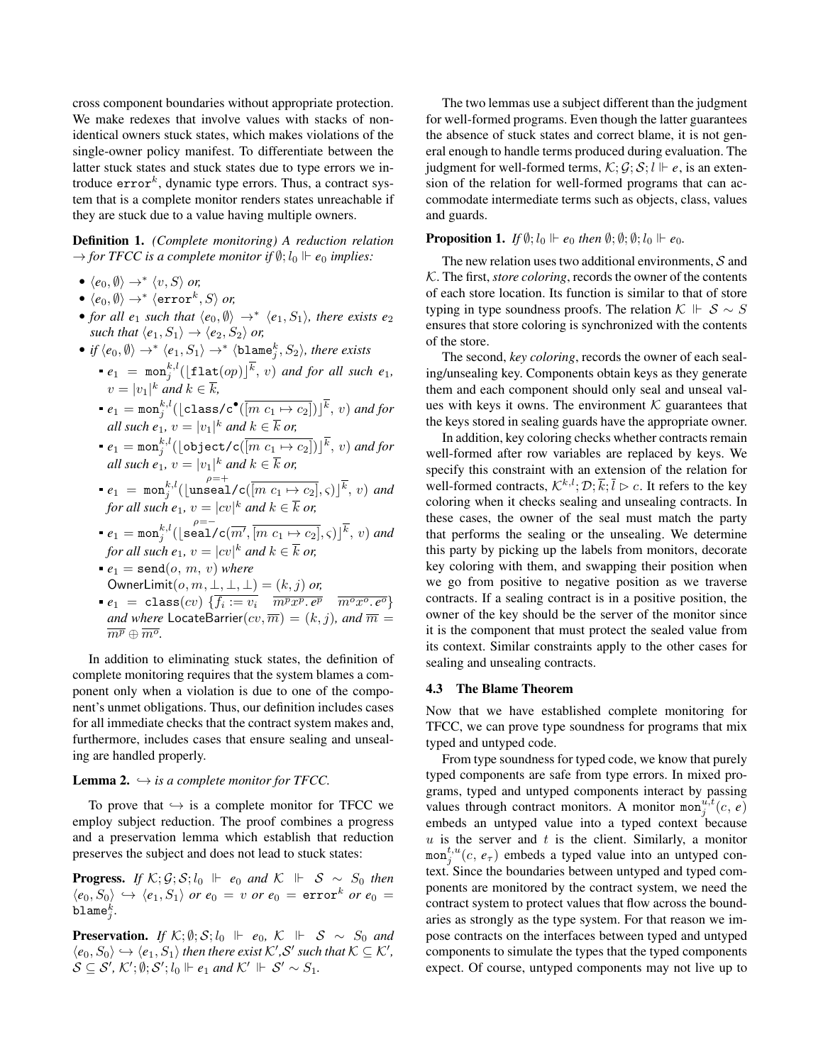cross component boundaries without appropriate protection. We make redexes that involve values with stacks of non-identical owners stuck states, which makes violations of the single-owner policy manifest. To differentiate between the latter stuck states and stuck states due to type errors we introduce $\mathtt{error}^k$, dynamic type errors. Thus, a contract system that is a complete monitor renders states unreachable if they are stuck due to a value having multiple owners.

**Definition 1.** *(Complete monitoring) A reduction relation $\rightarrow$ for TFCC is a complete monitor if $\emptyset; l_0 \Vdash e_0$ implies:*

- $\langle e_0, \emptyset\rangle \rightarrow^* \langle v, S\rangle$ *or,*
- $\langle e_0, \emptyset\rangle \rightarrow^* \langle \mathtt{error}^k, S\rangle$ *or,*
- *for all $e_1$ such that $\langle e_0, \emptyset\rangle \rightarrow^* \langle e_1, S_1\rangle$, there exists $e_2$ such that $\langle e_1, S_1\rangle \rightarrow \langle e_2, S_2\rangle$ or,*
- *if $\langle e_0, \emptyset\rangle \rightarrow^* \langle e_1, S_1\rangle \rightarrow^* \langle \mathtt{blame}^k_j, S_2\rangle$, there exists*
  - $e_1 = \mathtt{mon}^{k,l}_j(\lfloor \mathtt{flat}(op)\rfloor^{\overline{k}}, v)$ *and for all such $e_1$, $v = |v_1|^k$ and $k \in \overline{k}$,*
  - $e_1 = \mathtt{mon}^{k,l}_j(\lfloor \mathtt{class/c}^{\bullet}(\overline{[m\ c_1 \mapsto c_2]})\rfloor^{\overline{k}}, v)$ *and for all such $e_1$, $v = |v_1|^k$ and $k \in \overline{k}$ or,*
  - $e_1 = \mathtt{mon}^{k,l}_j(\lfloor \mathtt{object/c}(\overline{[m\ c_1 \mapsto c_2]})\rfloor^{\overline{k}}, v)$ *and for all such $e_1$, $v = |v_1|^k$ and $k \in \overline{k}$ or,*
  - $e_1 = \mathtt{mon}^{k,l}_j(\lfloor \overset{\rho=+}{\mathtt{unseal/c}}(\overline{[m\ c_1 \mapsto c_2]}, \varsigma)\rfloor^{\overline{k}}, v)$ *and for all such $e_1$, $v = |cv|^k$ and $k \in \overline{k}$ or,*
  - $e_1 = \mathtt{mon}^{k,l}_j(\lfloor \overset{\rho=-}{\mathtt{seal/c}}(\overline{m'}, \overline{[m\ c_1 \mapsto c_2]}, \varsigma)\rfloor^{\overline{k}}, v)$ *and for all such $e_1$, $v = |cv|^k$ and $k \in \overline{k}$ or,*
  - $e_1 = \mathtt{send}(o,\ m,\ v)$ *where* $\mathsf{OwnerLimit}(o, m, \bot, \bot, \bot) = (k, j)$ *or,*
  - $e_1 = \mathtt{class}(cv)\ \{\overline{f_i := v_i}\quad \overline{m^p x^p.\,e^p}\quad \overline{m^o x^o.\,e^o}\}$ *and where* $\mathsf{LocateBarrier}(cv, \overline{m}) = (k, j)$*, and* $\overline{m} = \overline{m^p} \oplus \overline{m^o}$.

In addition to eliminating stuck states, the definition of complete monitoring requires that the system blames a component only when a violation is due to one of the component's unmet obligations. Thus, our definition includes cases for all immediate checks that the contract system makes and, furthermore, includes cases that ensure sealing and unsealing are handled properly.

**Lemma 2.** *$\hookrightarrow$ is a complete monitor for TFCC.*

To prove that $\hookrightarrow$ is a complete monitor for TFCC we employ subject reduction. The proof combines a progress and a preservation lemma which establish that reduction preserves the subject and does not lead to stuck states:

**Progress.** *If $\mathcal{K}; \mathcal{G}; \mathcal{S}; l_0 \Vdash e_0$ and $\mathcal{K} \Vdash \mathcal{S} \sim S_0$ then $\langle e_0, S_0\rangle \hookrightarrow \langle e_1, S_1\rangle$ or $e_0 = v$ or $e_0 = \mathtt{error}^k$ or $e_0 = \mathtt{blame}^k_j$.*

**Preservation.** *If $\mathcal{K}; \emptyset; \mathcal{S}; l_0 \Vdash e_0$, $\mathcal{K} \Vdash \mathcal{S} \sim S_0$ and $\langle e_0, S_0\rangle \hookrightarrow \langle e_1, S_1\rangle$ then there exist $\mathcal{K}'$,$\mathcal{S}'$ such that $\mathcal{K} \subseteq \mathcal{K}'$, $\mathcal{S} \subseteq \mathcal{S}'$, $\mathcal{K}'; \emptyset; \mathcal{S}'; l_0 \Vdash e_1$ and $\mathcal{K}' \Vdash \mathcal{S}' \sim S_1$.*

The two lemmas use a subject different than the judgment for well-formed programs. Even though the latter guarantees the absence of stuck states and correct blame, it is not general enough to handle terms produced during evaluation. The judgment for well-formed terms, $\mathcal{K}; \mathcal{G}; \mathcal{S}; l \Vdash e$, is an extension of the relation for well-formed programs that can accommodate intermediate terms such as objects, class, values and guards.

**Proposition 1.** *If $\emptyset; l_0 \Vdash e_0$ then $\emptyset; \emptyset; \emptyset; l_0 \Vdash e_0$.*

The new relation uses two additional environments, $\mathcal{S}$ and $\mathcal{K}$. The first, *store coloring*, records the owner of the contents of each store location. Its function is similar to that of store typing in type soundness proofs. The relation $\mathcal{K} \Vdash \mathcal{S} \sim S$ ensures that store coloring is synchronized with the contents of the store.

The second, *key coloring*, records the owner of each sealing/unsealing key. Components obtain keys as they generate them and each component should only seal and unseal values with keys it owns. The environment $\mathcal{K}$ guarantees that the keys stored in sealing guards have the appropriate owner.

In addition, key coloring checks whether contracts remain well-formed after row variables are replaced by keys. We specify this constraint with an extension of the relation for well-formed contracts, $\mathcal{K}^{k,l}; \mathcal{D}; \overline{k}; \overline{l} \rhd c$. It refers to the key coloring when it checks sealing and unsealing contracts. In these cases, the owner of the seal must match the party that performs the sealing or the unsealing. We determine this party by picking up the labels from monitors, decorate key coloring with them, and swapping their position when we go from positive to negative position as we traverse contracts. If a sealing contract is in a positive position, the owner of the key should be the server of the monitor since it is the component that must protect the sealed value from its context. Similar constraints apply to the other cases for sealing and unsealing contracts.

### 4.3 The Blame Theorem

Now that we have established complete monitoring for TFCC, we can prove type soundness for programs that mix typed and untyped code.

From type soundness for typed code, we know that purely typed components are safe from type errors. In mixed programs, typed and untyped components interact by passing values through contract monitors. A monitor $\mathtt{mon}^{u,t}_j(c,\ e)$ embeds an untyped value into a typed context because $u$ is the server and $t$ is the client. Similarly, a monitor $\mathtt{mon}^{t,u}_j(c,\ e_\tau)$ embeds a typed value into an untyped context. Since the boundaries between untyped and typed components are monitored by the contract system, we need the contract system to protect values that flow across the boundaries as strongly as the type system. For that reason we impose contracts on the interfaces between typed and untyped components to simulate the types that the typed components expect. Of course, untyped components may not live up to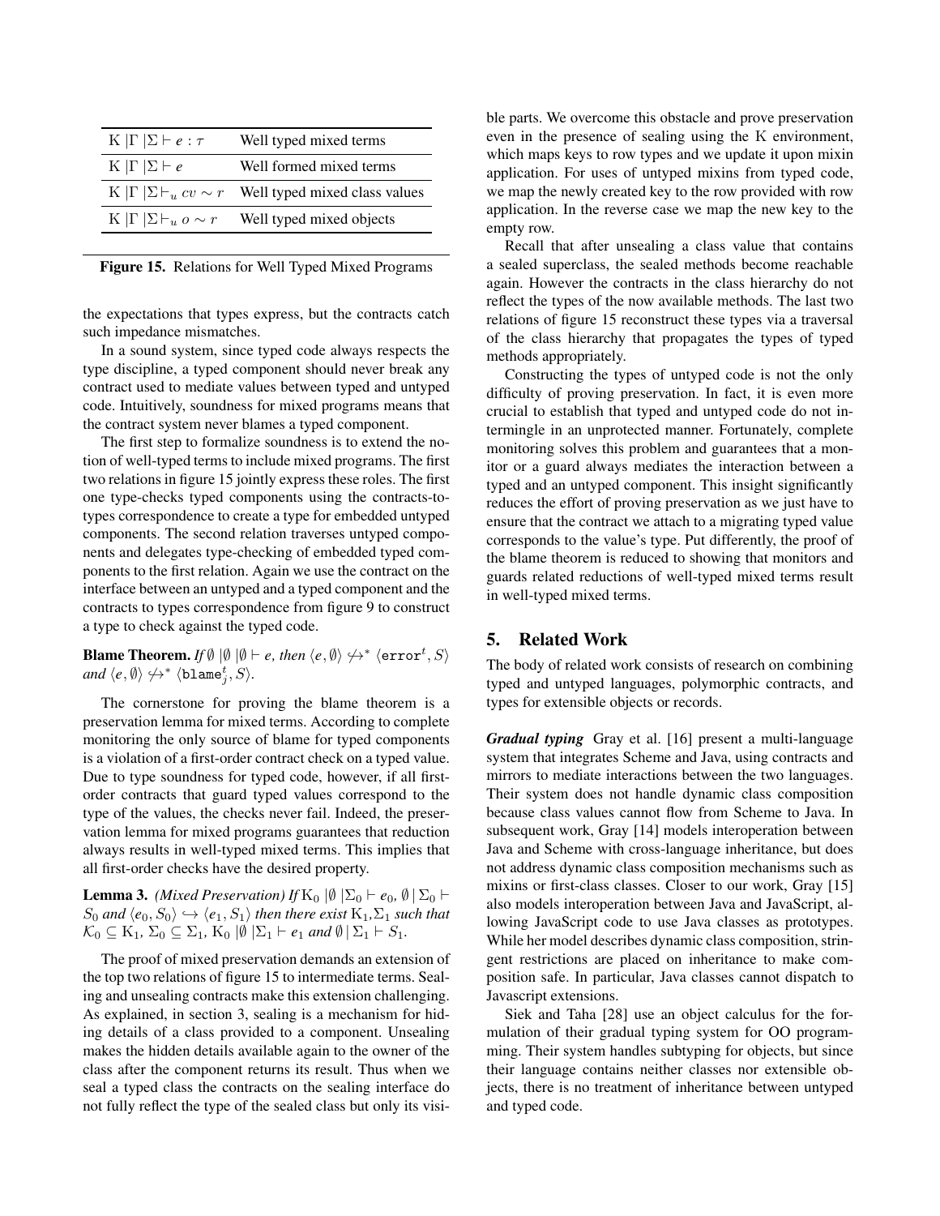| | |
|---|---|
| $\mathrm{K} \,\vert \Gamma \,\vert \Sigma \vdash e : \tau$ | Well typed mixed terms |
| $\mathrm{K} \,\vert \Gamma \,\vert \Sigma \vdash e$ | Well formed mixed terms |
| $\mathrm{K} \,\vert \Gamma \,\vert \Sigma \vdash_u cv \sim r$ | Well typed mixed class values |
| $\mathrm{K} \,\vert \Gamma \,\vert \Sigma \vdash_u o \sim r$ | Well typed mixed objects |

**Figure 15.** Relations for Well Typed Mixed Programs

the expectations that types express, but the contracts catch such impedance mismatches.

In a sound system, since typed code always respects the type discipline, a typed component should never break any contract used to mediate values between typed and untyped code. Intuitively, soundness for mixed programs means that the contract system never blames a typed component.

The first step to formalize soundness is to extend the notion of well-typed terms to include mixed programs. The first two relations in figure 15 jointly express these roles. The first one type-checks typed components using the contracts-to-types correspondence to create a type for embedded untyped components. The second relation traverses untyped components and delegates type-checking of embedded typed components to the first relation. Again we use the contract on the interface between an untyped and a typed component and the contracts to types correspondence from figure 9 to construct a type to check against the typed code.

**Blame Theorem.** *If* $\emptyset \,\vert \emptyset \,\vert \emptyset \vdash e$*, then* $\langle e, \emptyset \rangle \not\hookrightarrow^* \langle \mathtt{error}^t, S \rangle$ *and* $\langle e, \emptyset \rangle \not\hookrightarrow^* \langle \mathtt{blame}^t_j, S \rangle$.

The cornerstone for proving the blame theorem is a preservation lemma for mixed terms. According to complete monitoring the only source of blame for typed components is a violation of a first-order contract check on a typed value. Due to type soundness for typed code, however, if all first-order contracts that guard typed values correspond to the type of the values, the checks never fail. Indeed, the preservation lemma for mixed programs guarantees that reduction always results in well-typed mixed terms. This implies that all first-order checks have the desired property.

**Lemma 3.** *(Mixed Preservation) If* $\mathrm{K}_0 \,\vert \emptyset \,\vert \Sigma_0 \vdash e_0$*,* $\emptyset \,\vert \Sigma_0 \vdash S_0$ *and* $\langle e_0, S_0 \rangle \hookrightarrow \langle e_1, S_1 \rangle$ *then there exist* $\mathrm{K}_1, \Sigma_1$ *such that* $\mathcal{K}_0 \subseteq \mathrm{K}_1$*,* $\Sigma_0 \subseteq \Sigma_1$*,* $\mathrm{K}_0 \,\vert \emptyset \,\vert \Sigma_1 \vdash e_1$ *and* $\emptyset \,\vert \Sigma_1 \vdash S_1$.

The proof of mixed preservation demands an extension of the top two relations of figure 15 to intermediate terms. Sealing and unsealing contracts make this extension challenging. As explained, in section 3, sealing is a mechanism for hiding details of a class provided to a component. Unsealing makes the hidden details available again to the owner of the class after the component returns its result. Thus when we seal a typed class the contracts on the sealing interface do not fully reflect the type of the sealed class but only its visible parts. We overcome this obstacle and prove preservation even in the presence of sealing using the K environment, which maps keys to row types and we update it upon mixin application. For uses of untyped mixins from typed code, we map the newly created key to the row provided with row application. In the reverse case we map the new key to the empty row.

Recall that after unsealing a class value that contains a sealed superclass, the sealed methods become reachable again. However the contracts in the class hierarchy do not reflect the types of the now available methods. The last two relations of figure 15 reconstruct these types via a traversal of the class hierarchy that propagates the types of typed methods appropriately.

Constructing the types of untyped code is not the only difficulty of proving preservation. In fact, it is even more crucial to establish that typed and untyped code do not intermingle in an unprotected manner. Fortunately, complete monitoring solves this problem and guarantees that a monitor or a guard always mediates the interaction between a typed and an untyped component. This insight significantly reduces the effort of proving preservation as we just have to ensure that the contract we attach to a migrating typed value corresponds to the value's type. Put differently, the proof of the blame theorem is reduced to showing that monitors and guards related reductions of well-typed mixed terms result in well-typed mixed terms.

## 5. Related Work

The body of related work consists of research on combining typed and untyped languages, polymorphic contracts, and types for extensible objects or records.

***Gradual typing*** Gray et al. [16] present a multi-language system that integrates Scheme and Java, using contracts and mirrors to mediate interactions between the two languages. Their system does not handle dynamic class composition because class values cannot flow from Scheme to Java. In subsequent work, Gray [14] models interoperation between Java and Scheme with cross-language inheritance, but does not address dynamic class composition mechanisms such as mixins or first-class classes. Closer to our work, Gray [15] also models interoperation between Java and JavaScript, allowing JavaScript code to use Java classes as prototypes. While her model describes dynamic class composition, stringent restrictions are placed on inheritance to make composition safe. In particular, Java classes cannot dispatch to Javascript extensions.

Siek and Taha [28] use an object calculus for the formulation of their gradual typing system for OO programming. Their system handles subtyping for objects, but since their language contains neither classes nor extensible objects, there is no treatment of inheritance between untyped and typed code.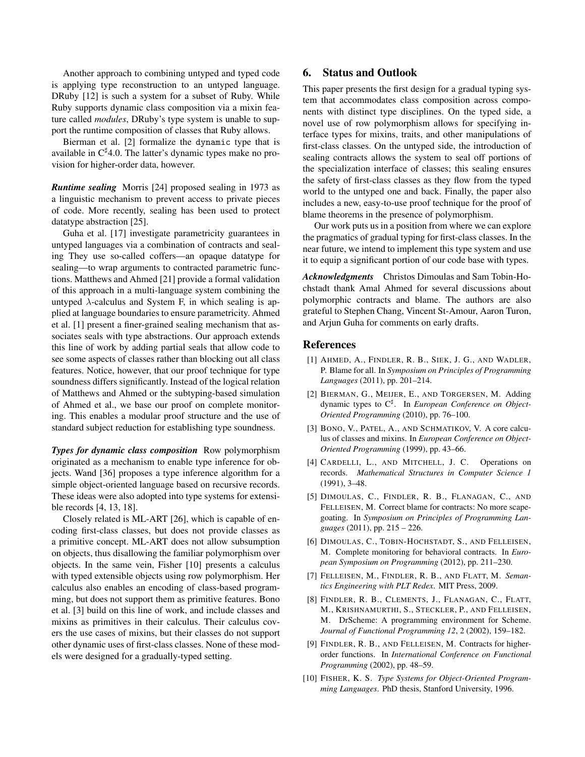Another approach to combining untyped and typed code is applying type reconstruction to an untyped language. DRuby [12] is such a system for a subset of Ruby. While Ruby supports dynamic class composition via a mixin feature called *modules*, DRuby's type system is unable to support the runtime composition of classes that Ruby allows.

Bierman et al. [2] formalize the `dynamic` type that is available in $C^\sharp$4.0. The latter's dynamic types make no provision for higher-order data, however.

***Runtime sealing*** Morris [24] proposed sealing in 1973 as a linguistic mechanism to prevent access to private pieces of code. More recently, sealing has been used to protect datatype abstraction [25].

Guha et al. [17] investigate parametricity guarantees in untyped languages via a combination of contracts and sealing They use so-called coffers—an opaque datatype for sealing—to wrap arguments to contracted parametric functions. Matthews and Ahmed [21] provide a formal validation of this approach in a multi-language system combining the untyped $\lambda$-calculus and System F, in which sealing is applied at language boundaries to ensure parametricity. Ahmed et al. [1] present a finer-grained sealing mechanism that associates seals with type abstractions. Our approach extends this line of work by adding partial seals that allow code to see some aspects of classes rather than blocking out all class features. Notice, however, that our proof technique for type soundness differs significantly. Instead of the logical relation of Matthews and Ahmed or the subtyping-based simulation of Ahmed et al., we base our proof on complete monitoring. This enables a modular proof structure and the use of standard subject reduction for establishing type soundness.

***Types for dynamic class composition*** Row polymorphism originated as a mechanism to enable type inference for objects. Wand [36] proposes a type inference algorithm for a simple object-oriented language based on recursive records. These ideas were also adopted into type systems for extensible records [4, 13, 18].

Closely related is ML-ART [26], which is capable of encoding first-class classes, but does not provide classes as a primitive concept. ML-ART does not allow subsumption on objects, thus disallowing the familiar polymorphism over objects. In the same vein, Fisher [10] presents a calculus with typed extensible objects using row polymorphism. Her calculus also enables an encoding of class-based programming, but does not support them as primitive features. Bono et al. [3] build on this line of work, and include classes and mixins as primitives in their calculus. Their calculus covers the use cases of mixins, but their classes do not support other dynamic uses of first-class classes. None of these models were designed for a gradually-typed setting.

## 6. Status and Outlook

This paper presents the first design for a gradual typing system that accommodates class composition across components with distinct type disciplines. On the typed side, a novel use of row polymorphism allows for specifying interface types for mixins, traits, and other manipulations of first-class classes. On the untyped side, the introduction of sealing contracts allows the system to seal off portions of the specialization interface of classes; this sealing ensures the safety of first-class classes as they flow from the typed world to the untyped one and back. Finally, the paper also includes a new, easy-to-use proof technique for the proof of blame theorems in the presence of polymorphism.

Our work puts us in a position from where we can explore the pragmatics of gradual typing for first-class classes. In the near future, we intend to implement this type system and use it to equip a significant portion of our code base with types.

***Acknowledgments*** Christos Dimoulas and Sam Tobin-Hochstadt thank Amal Ahmed for several discussions about polymorphic contracts and blame. The authors are also grateful to Stephen Chang, Vincent St-Amour, Aaron Turon, and Arjun Guha for comments on early drafts.

## References

[1] Ahmed, A., Findler, R. B., Siek, J. G., and Wadler, P. Blame for all. In *Symposium on Principles of Programming Languages* (2011), pp. 201–214.

[2] Bierman, G., Meijer, E., and Torgersen, M. Adding dynamic types to $C^\sharp$. In *European Conference on Object-Oriented Programming* (2010), pp. 76–100.

[3] Bono, V., Patel, A., and Schmatikov, V. A core calculus of classes and mixins. In *European Conference on Object-Oriented Programming* (1999), pp. 43–66.

[4] Cardelli, L., and Mitchell, J. C. Operations on records. *Mathematical Structures in Computer Science 1* (1991), 3–48.

[5] Dimoulas, C., Findler, R. B., Flanagan, C., and Felleisen, M. Correct blame for contracts: No more scapegoating. In *Symposium on Principles of Programming Languages* (2011), pp. 215 – 226.

[6] Dimoulas, C., Tobin-Hochstadt, S., and Felleisen, M. Complete monitoring for behavioral contracts. In *European Symposium on Programming* (2012), pp. 211–230.

[7] Felleisen, M., Findler, R. B., and Flatt, M. *Semantics Engineering with PLT Redex*. MIT Press, 2009.

[8] Findler, R. B., Clements, J., Flanagan, C., Flatt, M., Krishnamurthi, S., Steckler, P., and Felleisen, M. DrScheme: A programming environment for Scheme. *Journal of Functional Programming 12*, 2 (2002), 159–182.

[9] Findler, R. B., and Felleisen, M. Contracts for higher-order functions. In *International Conference on Functional Programming* (2002), pp. 48–59.

[10] Fisher, K. S. *Type Systems for Object-Oriented Programming Languages*. PhD thesis, Stanford University, 1996.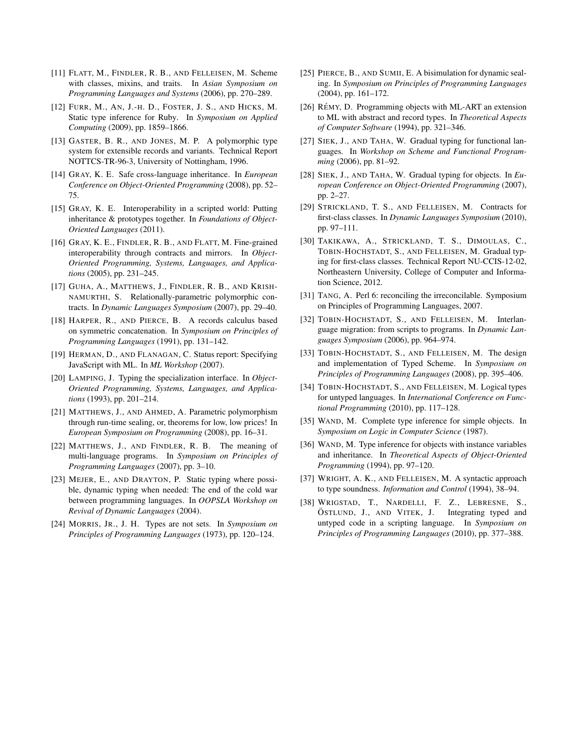[11] Flatt, M., Findler, R. B., and Felleisen, M. Scheme with classes, mixins, and traits. In *Asian Symposium on Programming Languages and Systems* (2006), pp. 270–289.

[12] Furr, M., An, J.-h. D., Foster, J. S., and Hicks, M. Static type inference for Ruby. In *Symposium on Applied Computing* (2009), pp. 1859–1866.

[13] Gaster, B. R., and Jones, M. P. A polymorphic type system for extensible records and variants. Technical Report NOTTCS-TR-96-3, University of Nottingham, 1996.

[14] Gray, K. E. Safe cross-language inheritance. In *European Conference on Object-Oriented Programming* (2008), pp. 52–75.

[15] Gray, K. E. Interoperability in a scripted world: Putting inheritance & prototypes together. In *Foundations of Object-Oriented Languages* (2011).

[16] Gray, K. E., Findler, R. B., and Flatt, M. Fine-grained interoperability through contracts and mirrors. In *Object-Oriented Programming, Systems, Languages, and Applications* (2005), pp. 231–245.

[17] Guha, A., Matthews, J., Findler, R. B., and Krishnamurthi, S. Relationally-parametric polymorphic contracts. In *Dynamic Languages Symposium* (2007), pp. 29–40.

[18] Harper, R., and Pierce, B. A records calculus based on symmetric concatenation. In *Symposium on Principles of Programming Languages* (1991), pp. 131–142.

[19] Herman, D., and Flanagan, C. Status report: Specifying JavaScript with ML. In *ML Workshop* (2007).

[20] Lamping, J. Typing the specialization interface. In *Object-Oriented Programming, Systems, Languages, and Applications* (1993), pp. 201–214.

[21] Matthews, J., and Ahmed, A. Parametric polymorphism through run-time sealing, or, theorems for low, low prices! In *European Symposium on Programming* (2008), pp. 16–31.

[22] Matthews, J., and Findler, R. B. The meaning of multi-language programs. In *Symposium on Principles of Programming Languages* (2007), pp. 3–10.

[23] Mejer, E., and Drayton, P. Static typing where possible, dynamic typing when needed: The end of the cold war between programming languages. In *OOPSLA Workshop on Revival of Dynamic Languages* (2004).

[24] Morris, Jr., J. H. Types are not sets. In *Symposium on Principles of Programming Languages* (1973), pp. 120–124.

[25] Pierce, B., and Sumii, E. A bisimulation for dynamic sealing. In *Symposium on Principles of Programming Languages* (2004), pp. 161–172.

[26] Rémy, D. Programming objects with ML-ART an extension to ML with abstract and record types. In *Theoretical Aspects of Computer Software* (1994), pp. 321–346.

[27] Siek, J., and Taha, W. Gradual typing for functional languages. In *Workshop on Scheme and Functional Programming* (2006), pp. 81–92.

[28] Siek, J., and Taha, W. Gradual typing for objects. In *European Conference on Object-Oriented Programming* (2007), pp. 2–27.

[29] Strickland, T. S., and Felleisen, M. Contracts for first-class classes. In *Dynamic Languages Symposium* (2010), pp. 97–111.

[30] Takikawa, A., Strickland, T. S., Dimoulas, C., Tobin-Hochstadt, S., and Felleisen, M. Gradual typing for first-class classes. Technical Report NU-CCIS-12-02, Northeastern University, College of Computer and Information Science, 2012.

[31] Tang, A. Perl 6: reconciling the irreconcilable. Symposium on Principles of Programming Languages, 2007.

[32] Tobin-Hochstadt, S., and Felleisen, M. Interlanguage migration: from scripts to programs. In *Dynamic Languages Symposium* (2006), pp. 964–974.

[33] Tobin-Hochstadt, S., and Felleisen, M. The design and implementation of Typed Scheme. In *Symposium on Principles of Programming Languages* (2008), pp. 395–406.

[34] Tobin-Hochstadt, S., and Felleisen, M. Logical types for untyped languages. In *International Conference on Functional Programming* (2010), pp. 117–128.

[35] Wand, M. Complete type inference for simple objects. In *Symposium on Logic in Computer Science* (1987).

[36] Wand, M. Type inference for objects with instance variables and inheritance. In *Theoretical Aspects of Object-Oriented Programming* (1994), pp. 97–120.

[37] Wright, A. K., and Felleisen, M. A syntactic approach to type soundness. *Information and Control* (1994), 38–94.

[38] Wrigstad, T., Nardelli, F. Z., Lebresne, S., Östlund, J., and Vitek, J. Integrating typed and untyped code in a scripting language. In *Symposium on Principles of Programming Languages* (2010), pp. 377–388.